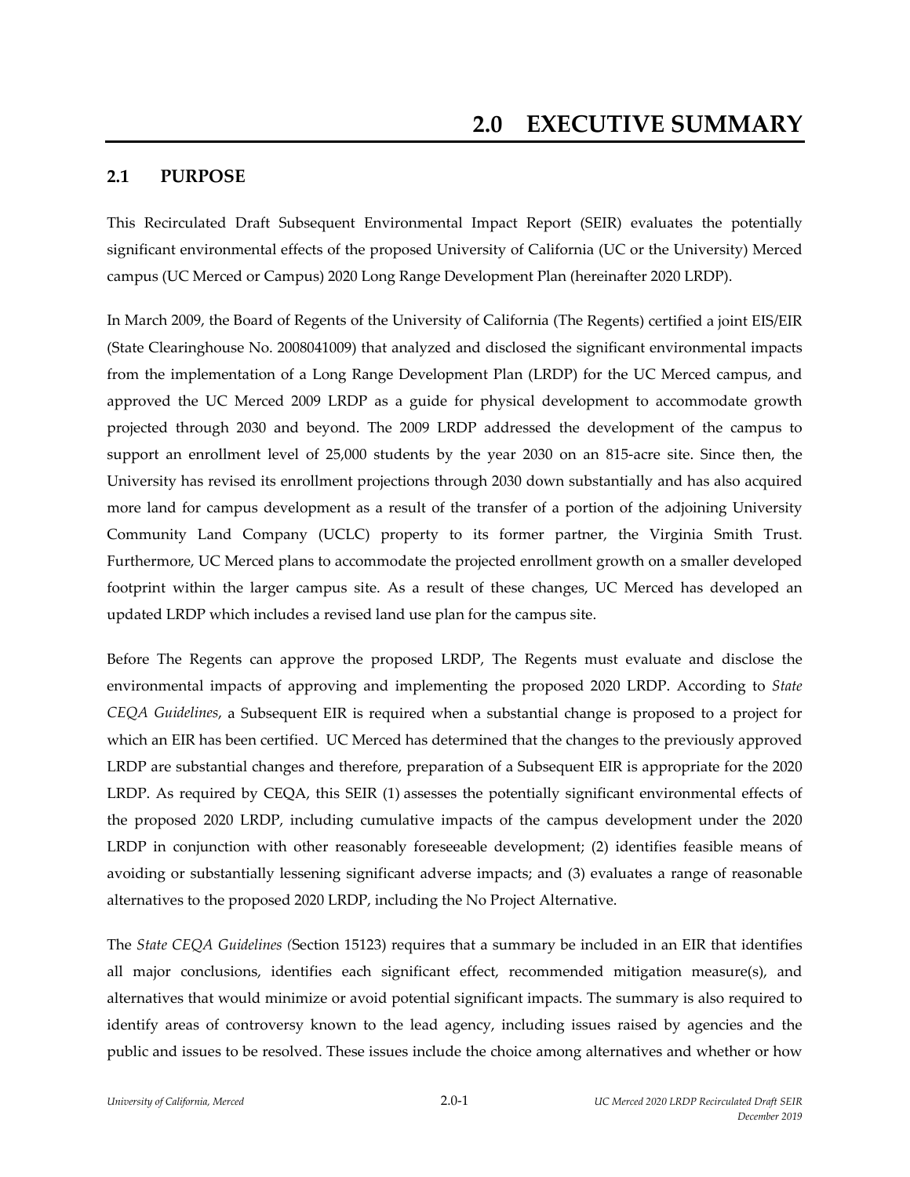# 2.0 EXECUTIVE SUMMARY

## 2.1 PURPOSE

This Recirculated Draft Subsequent Environmental Impact Report (SEIR) evaluates the potentially significant environmental effects of the proposed University of California (UC or the University) Merced campus (UC Merced or Campus) 2020 Long Range Development Plan (hereinafter 2020 LRDP).

In March 2009, the Board of Regents of the University of California (The Regents) certified a joint EIS/EIR (State Clearinghouse No. 2008041009) that analyzed and disclosed the significant environmental impacts from the implementation of a Long Range Development Plan (LRDP) for the UC Merced campus, and approved the UC Merced 2009 LRDP as a guide for physical development to accommodate growth projected through 2030 and beyond. The 2009 LRDP addressed the development of the campus to support an enrollment level of 25,000 students by the year 2030 on an 815-acre site. Since then, the University has revised its enrollment projections through 2030 down substantially and has also acquired more land for campus development as a result of the transfer of a portion of the adjoining University Community Land Company (UCLC) property to its former partner, the Virginia Smith Trust. Furthermore, UC Merced plans to accommodate the projected enrollment growth on a smaller developed footprint within the larger campus site. As a result of these changes, UC Merced has developed an updated LRDP which includes a revised land use plan for the campus site.

Before The Regents can approve the proposed LRDP, The Regents must evaluate and disclose the environmental impacts of approving and implementing the proposed 2020 LRDP. According to *State CEQA Guidelines*, a Subsequent EIR is required when a substantial change is proposed to a project for which an EIR has been certified. UC Merced has determined that the changes to the previously approved LRDP are substantial changes and therefore, preparation of a Subsequent EIR is appropriate for the 2020 LRDP. As required by CEQA, this SEIR (1) assesses the potentially significant environmental effects of the proposed 2020 LRDP, including cumulative impacts of the campus development under the 2020 LRDP in conjunction with other reasonably foreseeable development; (2) identifies feasible means of avoiding or substantially lessening significant adverse impacts; and (3) evaluates a range of reasonable alternatives to the proposed 2020 LRDP, including the No Project Alternative.

The *State CEQA Guidelines (*Section 15123) requires that a summary be included in an EIR that identifies all major conclusions, identifies each significant effect, recommended mitigation measure(s), and alternatives that would minimize or avoid potential significant impacts. The summary is also required to identify areas of controversy known to the lead agency, including issues raised by agencies and the public and issues to be resolved. These issues include the choice among alternatives and whether or how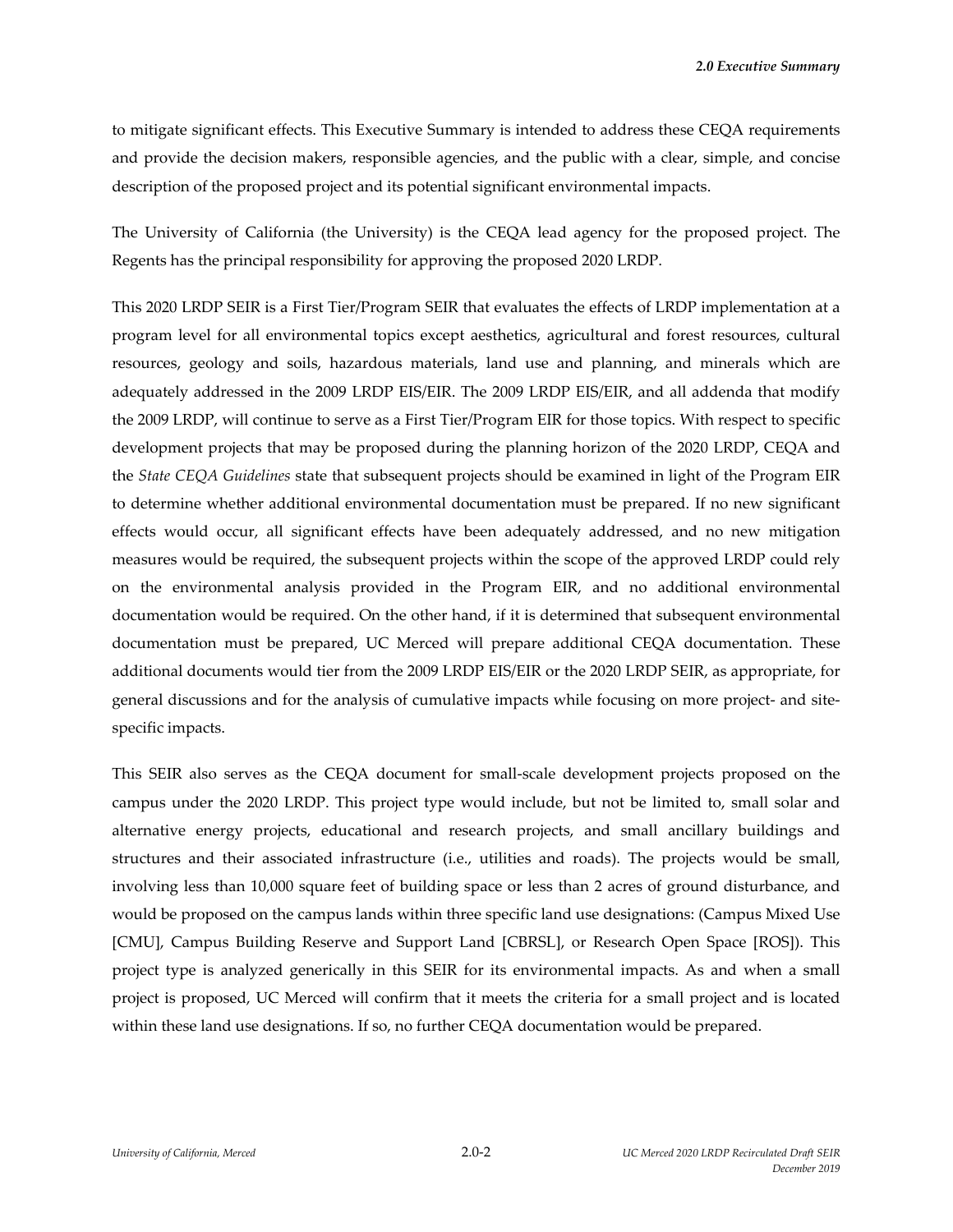to mitigate significant effects. This Executive Summary is intended to address these CEQA requirements and provide the decision makers, responsible agencies, and the public with a clear, simple, and concise description of the proposed project and its potential significant environmental impacts.

The University of California (the University) is the CEQA lead agency for the proposed project. The Regents has the principal responsibility for approving the proposed 2020 LRDP.

This 2020 LRDP SEIR is a First Tier/Program SEIR that evaluates the effects of LRDP implementation at a program level for all environmental topics except aesthetics, agricultural and forest resources, cultural resources, geology and soils, hazardous materials, land use and planning, and minerals which are adequately addressed in the 2009 LRDP EIS/EIR. The 2009 LRDP EIS/EIR, and all addenda that modify the 2009 LRDP, will continue to serve as a First Tier/Program EIR for those topics. With respect to specific development projects that may be proposed during the planning horizon of the 2020 LRDP, CEQA and the *State CEQA Guidelines* state that subsequent projects should be examined in light of the Program EIR to determine whether additional environmental documentation must be prepared. If no new significant effects would occur, all significant effects have been adequately addressed, and no new mitigation measures would be required, the subsequent projects within the scope of the approved LRDP could rely on the environmental analysis provided in the Program EIR, and no additional environmental documentation would be required. On the other hand, if it is determined that subsequent environmental documentation must be prepared, UC Merced will prepare additional CEQA documentation. These additional documents would tier from the 2009 LRDP EIS/EIR or the 2020 LRDP SEIR, as appropriate, for general discussions and for the analysis of cumulative impacts while focusing on more project- and site-specific impacts.

This SEIR also serves as the CEQA document for small-scale development projects proposed on the campus under the 2020 LRDP. This project type would include, but not be limited to, small solar and alternative energy projects, educational and research projects, and small ancillary buildings and structures and their associated infrastructure (i.e., utilities and roads). The projects would be small, involving less than 10,000 square feet of building space or less than 2 acres of ground disturbance, and would be proposed on the campus lands within three specific land use designations: (Campus Mixed Use [CMU], Campus Building Reserve and Support Land [CBRSL], or Research Open Space [ROS]). This project type is analyzed generically in this SEIR for its environmental impacts. As and when a small project is proposed, UC Merced will confirm that it meets the criteria for a small project and is located within these land use designations. If so, no further CEQA documentation would be prepared.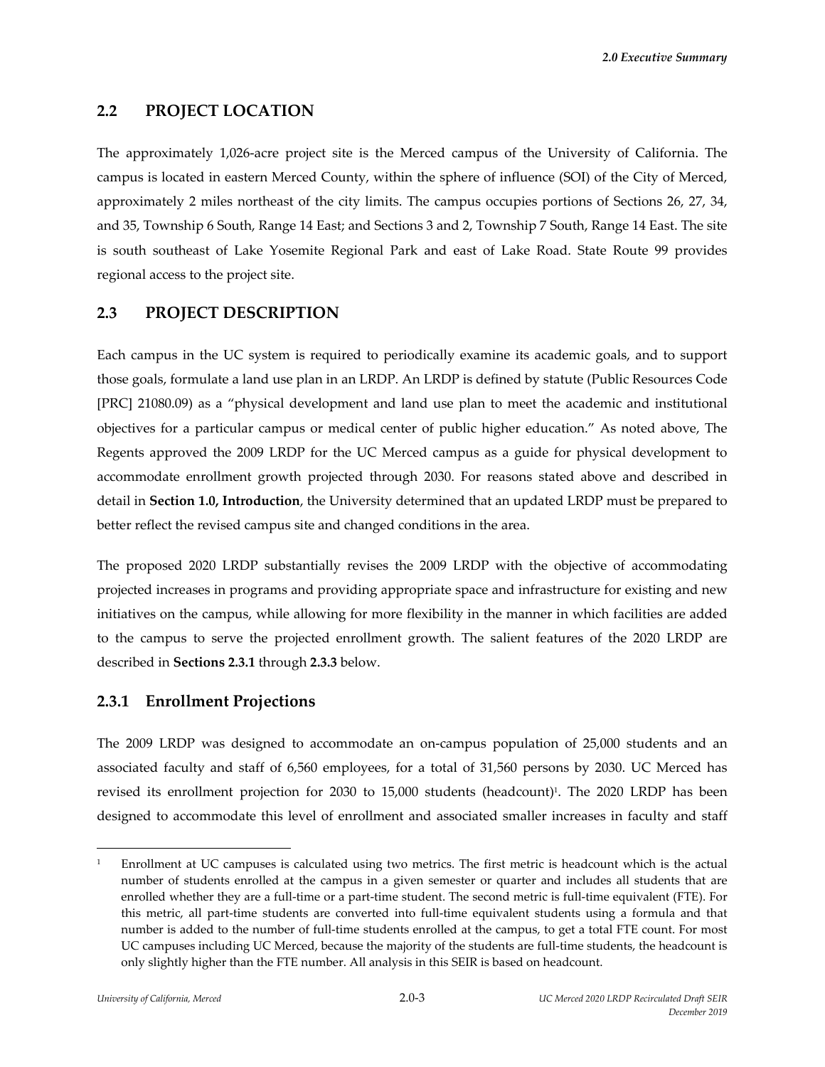## 2.2 PROJECT LOCATION

The approximately 1,026-acre project site is the Merced campus of the University of California. The campus is located in eastern Merced County, within the sphere of influence (SOI) of the City of Merced, approximately 2 miles northeast of the city limits. The campus occupies portions of Sections 26, 27, 34, and 35, Township 6 South, Range 14 East; and Sections 3 and 2, Township 7 South, Range 14 East. The site is south southeast of Lake Yosemite Regional Park and east of Lake Road. State Route 99 provides regional access to the project site.

## 2.3 PROJECT DESCRIPTION

Each campus in the UC system is required to periodically examine its academic goals, and to support those goals, formulate a land use plan in an LRDP. An LRDP is defined by statute (Public Resources Code [PRC] 21080.09) as a "physical development and land use plan to meet the academic and institutional objectives for a particular campus or medical center of public higher education." As noted above, The Regents approved the 2009 LRDP for the UC Merced campus as a guide for physical development to accommodate enrollment growth projected through 2030. For reasons stated above and described in detail in **Section 1.0, Introduction**, the University determined that an updated LRDP must be prepared to better reflect the revised campus site and changed conditions in the area.

The proposed 2020 LRDP substantially revises the 2009 LRDP with the objective of accommodating projected increases in programs and providing appropriate space and infrastructure for existing and new initiatives on the campus, while allowing for more flexibility in the manner in which facilities are added to the campus to serve the projected enrollment growth. The salient features of the 2020 LRDP are described in **Sections 2.3.1** through **2.3.3** below.

### 2.3.1 Enrollment Projections

The 2009 LRDP was designed to accommodate an on-campus population of 25,000 students and an associated faculty and staff of 6,560 employees, for a total of 31,560 persons by 2030. UC Merced has revised its enrollment projection for 2030 to 15,000 students (headcount)[1]. The 2020 LRDP has been designed to accommodate this level of enrollment and associated smaller increases in faculty and staff

[1] Enrollment at UC campuses is calculated using two metrics. The first metric is headcount which is the actual number of students enrolled at the campus in a given semester or quarter and includes all students that are enrolled whether they are a full-time or a part-time student. The second metric is full-time equivalent (FTE). For this metric, all part-time students are converted into full-time equivalent students using a formula and that number is added to the number of full-time students enrolled at the campus, to get a total FTE count. For most UC campuses including UC Merced, because the majority of the students are full-time students, the headcount is only slightly higher than the FTE number. All analysis in this SEIR is based on headcount.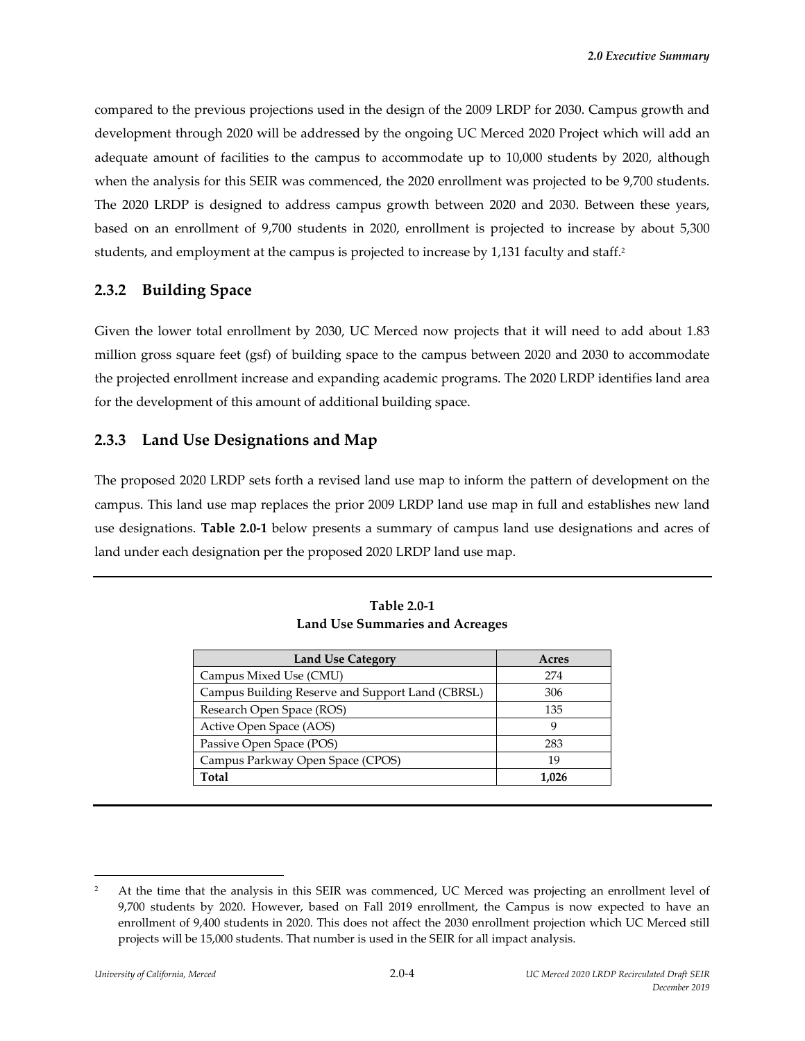compared to the previous projections used in the design of the 2009 LRDP for 2030. Campus growth and development through 2020 will be addressed by the ongoing UC Merced 2020 Project which will add an adequate amount of facilities to the campus to accommodate up to 10,000 students by 2020, although when the analysis for this SEIR was commenced, the 2020 enrollment was projected to be 9,700 students. The 2020 LRDP is designed to address campus growth between 2020 and 2030. Between these years, based on an enrollment of 9,700 students in 2020, enrollment is projected to increase by about 5,300 students, and employment at the campus is projected to increase by 1,131 faculty and staff.[2]

### 2.3.2 Building Space

Given the lower total enrollment by 2030, UC Merced now projects that it will need to add about 1.83 million gross square feet (gsf) of building space to the campus between 2020 and 2030 to accommodate the projected enrollment increase and expanding academic programs. The 2020 LRDP identifies land area for the development of this amount of additional building space.

### 2.3.3 Land Use Designations and Map

The proposed 2020 LRDP sets forth a revised land use map to inform the pattern of development on the campus. This land use map replaces the prior 2009 LRDP land use map in full and establishes new land use designations. **Table 2.0-1** below presents a summary of campus land use designations and acres of land under each designation per the proposed 2020 LRDP land use map.

**Table 2.0-1**
**Land Use Summaries and Acreages**

| Land Use Category | Acres |
|---|---|
| Campus Mixed Use (CMU) | 274 |
| Campus Building Reserve and Support Land (CBRSL) | 306 |
| Research Open Space (ROS) | 135 |
| Active Open Space (AOS) | 9 |
| Passive Open Space (POS) | 283 |
| Campus Parkway Open Space (CPOS) | 19 |
| **Total** | **1,026** |

[2] At the time that the analysis in this SEIR was commenced, UC Merced was projecting an enrollment level of 9,700 students by 2020. However, based on Fall 2019 enrollment, the Campus is now expected to have an enrollment of 9,400 students in 2020. This does not affect the 2030 enrollment projection which UC Merced still projects will be 15,000 students. That number is used in the SEIR for all impact analysis.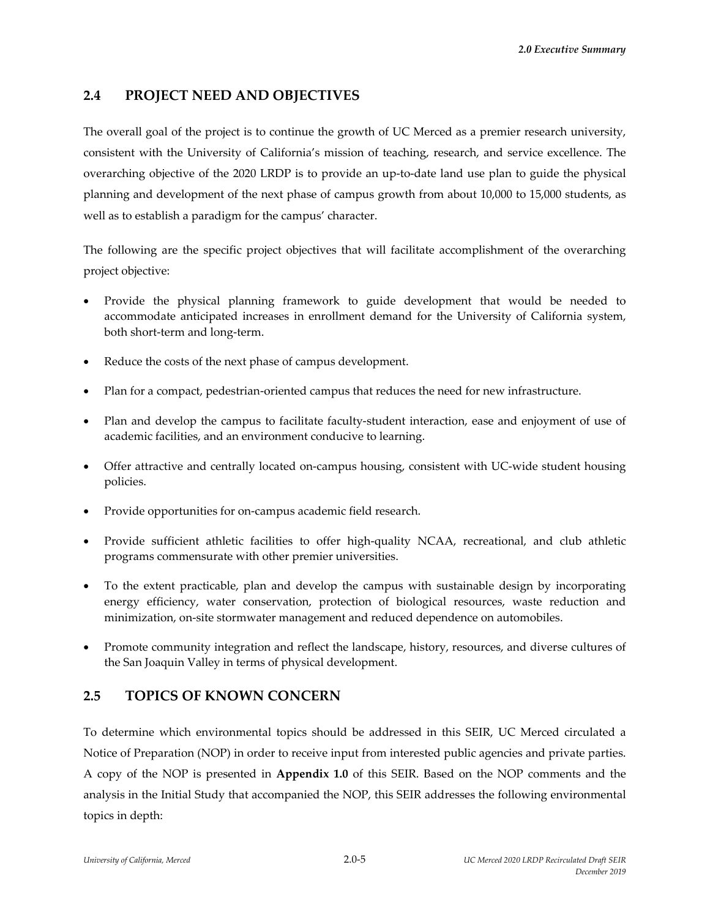## 2.4 PROJECT NEED AND OBJECTIVES

The overall goal of the project is to continue the growth of UC Merced as a premier research university, consistent with the University of California's mission of teaching, research, and service excellence. The overarching objective of the 2020 LRDP is to provide an up-to-date land use plan to guide the physical planning and development of the next phase of campus growth from about 10,000 to 15,000 students, as well as to establish a paradigm for the campus' character.

The following are the specific project objectives that will facilitate accomplishment of the overarching project objective:

- Provide the physical planning framework to guide development that would be needed to accommodate anticipated increases in enrollment demand for the University of California system, both short-term and long-term.
- Reduce the costs of the next phase of campus development.
- Plan for a compact, pedestrian-oriented campus that reduces the need for new infrastructure.
- Plan and develop the campus to facilitate faculty-student interaction, ease and enjoyment of use of academic facilities, and an environment conducive to learning.
- Offer attractive and centrally located on-campus housing, consistent with UC-wide student housing policies.
- Provide opportunities for on-campus academic field research.
- Provide sufficient athletic facilities to offer high-quality NCAA, recreational, and club athletic programs commensurate with other premier universities.
- To the extent practicable, plan and develop the campus with sustainable design by incorporating energy efficiency, water conservation, protection of biological resources, waste reduction and minimization, on-site stormwater management and reduced dependence on automobiles.
- Promote community integration and reflect the landscape, history, resources, and diverse cultures of the San Joaquin Valley in terms of physical development.

## 2.5 TOPICS OF KNOWN CONCERN

To determine which environmental topics should be addressed in this SEIR, UC Merced circulated a Notice of Preparation (NOP) in order to receive input from interested public agencies and private parties. A copy of the NOP is presented in **Appendix 1.0** of this SEIR. Based on the NOP comments and the analysis in the Initial Study that accompanied the NOP, this SEIR addresses the following environmental topics in depth: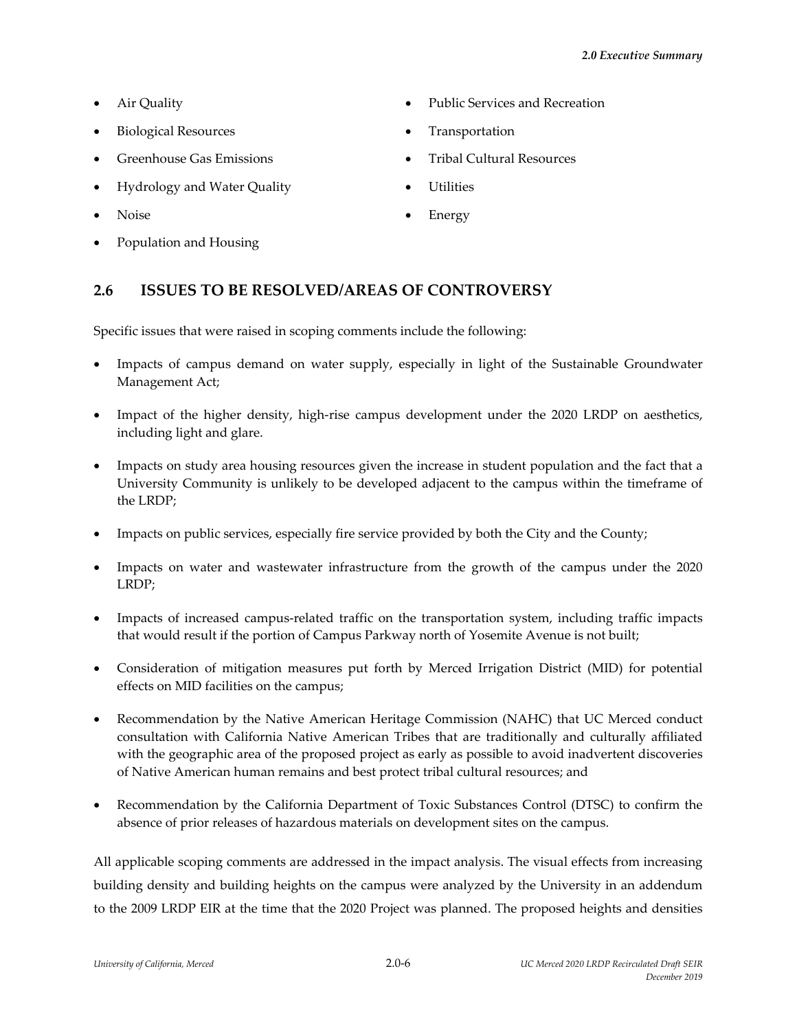- Air Quality
- Biological Resources
- Greenhouse Gas Emissions
- Hydrology and Water Quality
- Noise
- Population and Housing
- Public Services and Recreation
- Transportation
- Tribal Cultural Resources
- Utilities
- Energy

## 2.6 ISSUES TO BE RESOLVED/AREAS OF CONTROVERSY

Specific issues that were raised in scoping comments include the following:

- Impacts of campus demand on water supply, especially in light of the Sustainable Groundwater Management Act;
- Impact of the higher density, high-rise campus development under the 2020 LRDP on aesthetics, including light and glare.
- Impacts on study area housing resources given the increase in student population and the fact that a University Community is unlikely to be developed adjacent to the campus within the timeframe of the LRDP;
- Impacts on public services, especially fire service provided by both the City and the County;
- Impacts on water and wastewater infrastructure from the growth of the campus under the 2020 LRDP;
- Impacts of increased campus-related traffic on the transportation system, including traffic impacts that would result if the portion of Campus Parkway north of Yosemite Avenue is not built;
- Consideration of mitigation measures put forth by Merced Irrigation District (MID) for potential effects on MID facilities on the campus;
- Recommendation by the Native American Heritage Commission (NAHC) that UC Merced conduct consultation with California Native American Tribes that are traditionally and culturally affiliated with the geographic area of the proposed project as early as possible to avoid inadvertent discoveries of Native American human remains and best protect tribal cultural resources; and
- Recommendation by the California Department of Toxic Substances Control (DTSC) to confirm the absence of prior releases of hazardous materials on development sites on the campus.

All applicable scoping comments are addressed in the impact analysis. The visual effects from increasing building density and building heights on the campus were analyzed by the University in an addendum to the 2009 LRDP EIR at the time that the 2020 Project was planned. The proposed heights and densities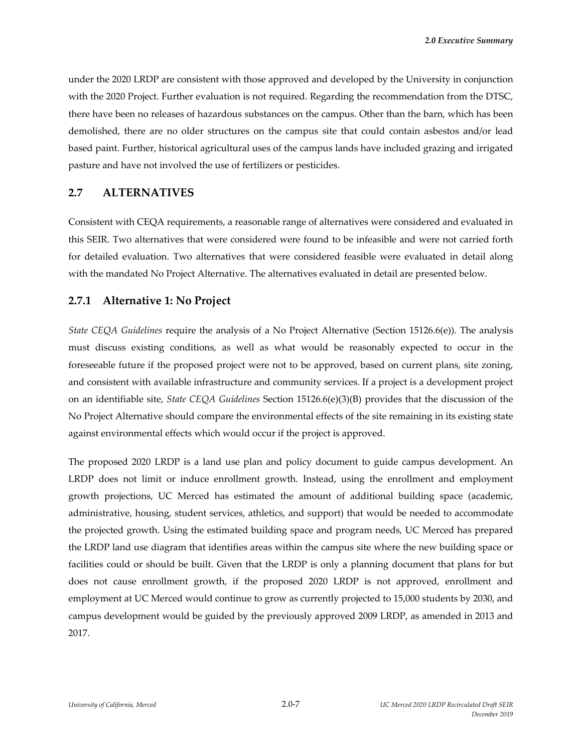under the 2020 LRDP are consistent with those approved and developed by the University in conjunction with the 2020 Project. Further evaluation is not required. Regarding the recommendation from the DTSC, there have been no releases of hazardous substances on the campus. Other than the barn, which has been demolished, there are no older structures on the campus site that could contain asbestos and/or lead based paint. Further, historical agricultural uses of the campus lands have included grazing and irrigated pasture and have not involved the use of fertilizers or pesticides.

## 2.7 ALTERNATIVES

Consistent with CEQA requirements, a reasonable range of alternatives were considered and evaluated in this SEIR. Two alternatives that were considered were found to be infeasible and were not carried forth for detailed evaluation. Two alternatives that were considered feasible were evaluated in detail along with the mandated No Project Alternative. The alternatives evaluated in detail are presented below.

### 2.7.1 Alternative 1: No Project

*State CEQA Guidelines* require the analysis of a No Project Alternative (Section 15126.6(e)). The analysis must discuss existing conditions, as well as what would be reasonably expected to occur in the foreseeable future if the proposed project were not to be approved, based on current plans, site zoning, and consistent with available infrastructure and community services. If a project is a development project on an identifiable site, *State CEQA Guidelines* Section 15126.6(e)(3)(B) provides that the discussion of the No Project Alternative should compare the environmental effects of the site remaining in its existing state against environmental effects which would occur if the project is approved.

The proposed 2020 LRDP is a land use plan and policy document to guide campus development. An LRDP does not limit or induce enrollment growth. Instead, using the enrollment and employment growth projections, UC Merced has estimated the amount of additional building space (academic, administrative, housing, student services, athletics, and support) that would be needed to accommodate the projected growth. Using the estimated building space and program needs, UC Merced has prepared the LRDP land use diagram that identifies areas within the campus site where the new building space or facilities could or should be built. Given that the LRDP is only a planning document that plans for but does not cause enrollment growth, if the proposed 2020 LRDP is not approved, enrollment and employment at UC Merced would continue to grow as currently projected to 15,000 students by 2030, and campus development would be guided by the previously approved 2009 LRDP, as amended in 2013 and 2017.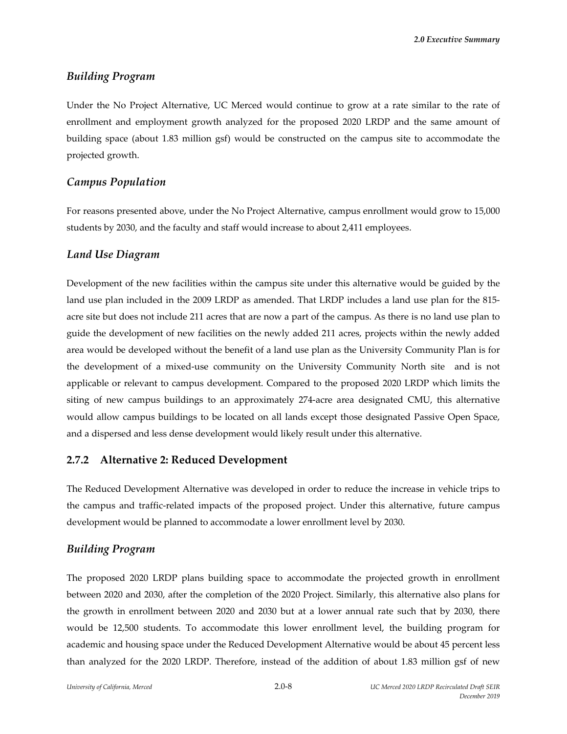### *Building Program*

Under the No Project Alternative, UC Merced would continue to grow at a rate similar to the rate of enrollment and employment growth analyzed for the proposed 2020 LRDP and the same amount of building space (about 1.83 million gsf) would be constructed on the campus site to accommodate the projected growth.

### *Campus Population*

For reasons presented above, under the No Project Alternative, campus enrollment would grow to 15,000 students by 2030, and the faculty and staff would increase to about 2,411 employees.

### *Land Use Diagram*

Development of the new facilities within the campus site under this alternative would be guided by the land use plan included in the 2009 LRDP as amended. That LRDP includes a land use plan for the 815-acre site but does not include 211 acres that are now a part of the campus. As there is no land use plan to guide the development of new facilities on the newly added 211 acres, projects within the newly added area would be developed without the benefit of a land use plan as the University Community Plan is for the development of a mixed-use community on the University Community North site and is not applicable or relevant to campus development. Compared to the proposed 2020 LRDP which limits the siting of new campus buildings to an approximately 274-acre area designated CMU, this alternative would allow campus buildings to be located on all lands except those designated Passive Open Space, and a dispersed and less dense development would likely result under this alternative.

## 2.7.2 Alternative 2: Reduced Development

The Reduced Development Alternative was developed in order to reduce the increase in vehicle trips to the campus and traffic-related impacts of the proposed project. Under this alternative, future campus development would be planned to accommodate a lower enrollment level by 2030.

### *Building Program*

The proposed 2020 LRDP plans building space to accommodate the projected growth in enrollment between 2020 and 2030, after the completion of the 2020 Project. Similarly, this alternative also plans for the growth in enrollment between 2020 and 2030 but at a lower annual rate such that by 2030, there would be 12,500 students. To accommodate this lower enrollment level, the building program for academic and housing space under the Reduced Development Alternative would be about 45 percent less than analyzed for the 2020 LRDP. Therefore, instead of the addition of about 1.83 million gsf of new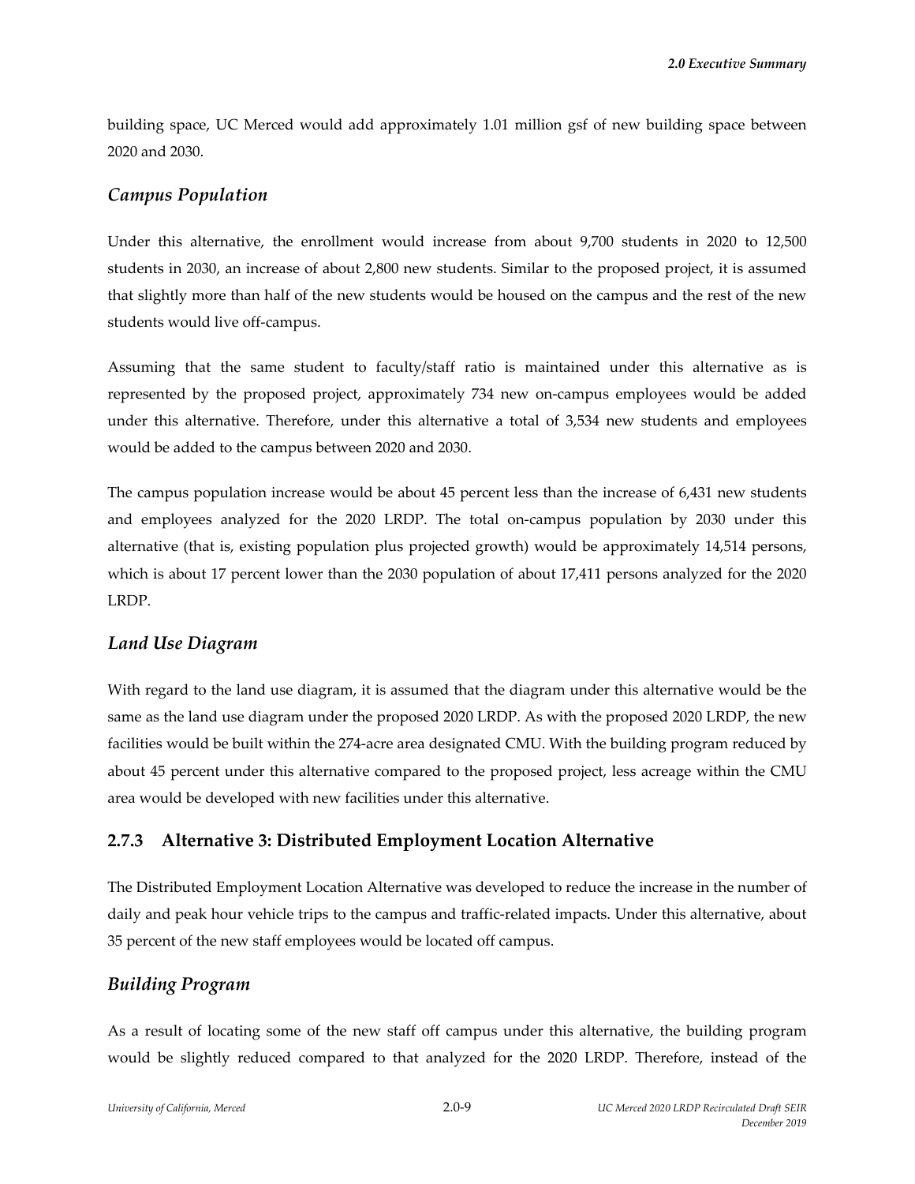building space, UC Merced would add approximately 1.01 million gsf of new building space between 2020 and 2030.

### *Campus Population*

Under this alternative, the enrollment would increase from about 9,700 students in 2020 to 12,500 students in 2030, an increase of about 2,800 new students. Similar to the proposed project, it is assumed that slightly more than half of the new students would be housed on the campus and the rest of the new students would live off-campus.

Assuming that the same student to faculty/staff ratio is maintained under this alternative as is represented by the proposed project, approximately 734 new on-campus employees would be added under this alternative. Therefore, under this alternative a total of 3,534 new students and employees would be added to the campus between 2020 and 2030.

The campus population increase would be about 45 percent less than the increase of 6,431 new students and employees analyzed for the 2020 LRDP. The total on-campus population by 2030 under this alternative (that is, existing population plus projected growth) would be approximately 14,514 persons, which is about 17 percent lower than the 2030 population of about 17,411 persons analyzed for the 2020 LRDP.

### *Land Use Diagram*

With regard to the land use diagram, it is assumed that the diagram under this alternative would be the same as the land use diagram under the proposed 2020 LRDP. As with the proposed 2020 LRDP, the new facilities would be built within the 274-acre area designated CMU. With the building program reduced by about 45 percent under this alternative compared to the proposed project, less acreage within the CMU area would be developed with new facilities under this alternative.

## 2.7.3 Alternative 3: Distributed Employment Location Alternative

The Distributed Employment Location Alternative was developed to reduce the increase in the number of daily and peak hour vehicle trips to the campus and traffic-related impacts. Under this alternative, about 35 percent of the new staff employees would be located off campus.

### *Building Program*

As a result of locating some of the new staff off campus under this alternative, the building program would be slightly reduced compared to that analyzed for the 2020 LRDP. Therefore, instead of the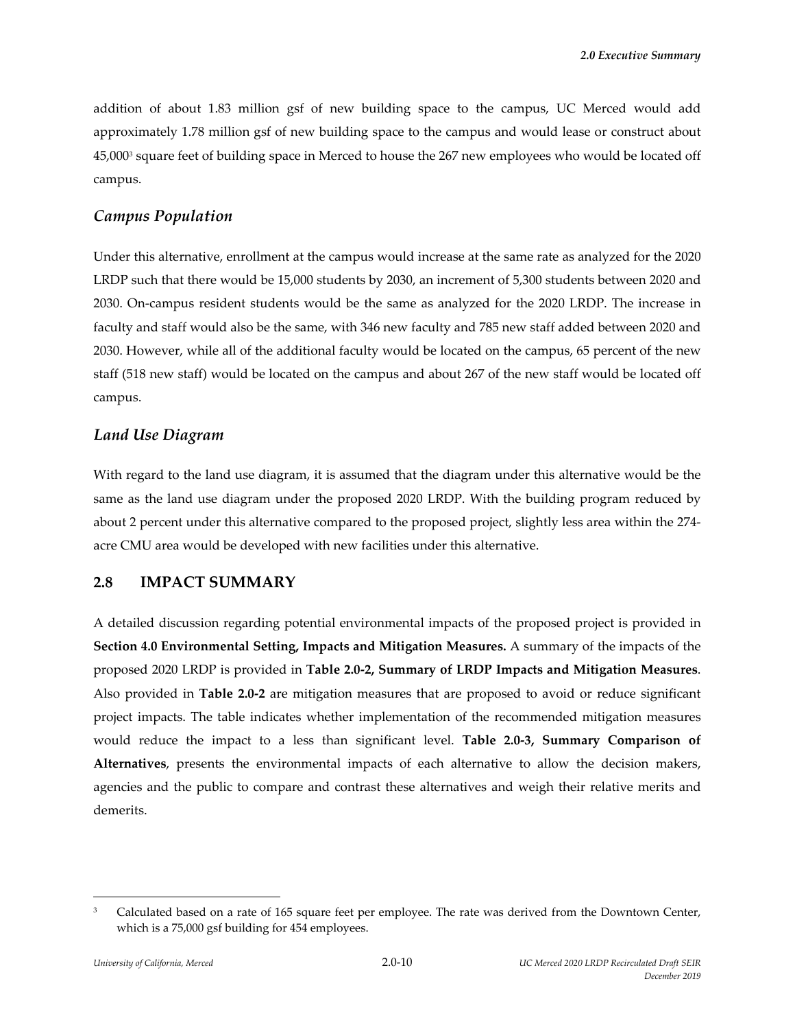addition of about 1.83 million gsf of new building space to the campus, UC Merced would add approximately 1.78 million gsf of new building space to the campus and would lease or construct about 45,000[3] square feet of building space in Merced to house the 267 new employees who would be located off campus.

### *Campus Population*

Under this alternative, enrollment at the campus would increase at the same rate as analyzed for the 2020 LRDP such that there would be 15,000 students by 2030, an increment of 5,300 students between 2020 and 2030. On-campus resident students would be the same as analyzed for the 2020 LRDP. The increase in faculty and staff would also be the same, with 346 new faculty and 785 new staff added between 2020 and 2030. However, while all of the additional faculty would be located on the campus, 65 percent of the new staff (518 new staff) would be located on the campus and about 267 of the new staff would be located off campus.

### *Land Use Diagram*

With regard to the land use diagram, it is assumed that the diagram under this alternative would be the same as the land use diagram under the proposed 2020 LRDP. With the building program reduced by about 2 percent under this alternative compared to the proposed project, slightly less area within the 274-acre CMU area would be developed with new facilities under this alternative.

## 2.8 IMPACT SUMMARY

A detailed discussion regarding potential environmental impacts of the proposed project is provided in **Section 4.0 Environmental Setting, Impacts and Mitigation Measures.** A summary of the impacts of the proposed 2020 LRDP is provided in **Table 2.0-2, Summary of LRDP Impacts and Mitigation Measures**. Also provided in **Table 2.0-2** are mitigation measures that are proposed to avoid or reduce significant project impacts. The table indicates whether implementation of the recommended mitigation measures would reduce the impact to a less than significant level. **Table 2.0-3, Summary Comparison of Alternatives**, presents the environmental impacts of each alternative to allow the decision makers, agencies and the public to compare and contrast these alternatives and weigh their relative merits and demerits.

---

[3] Calculated based on a rate of 165 square feet per employee. The rate was derived from the Downtown Center, which is a 75,000 gsf building for 454 employees.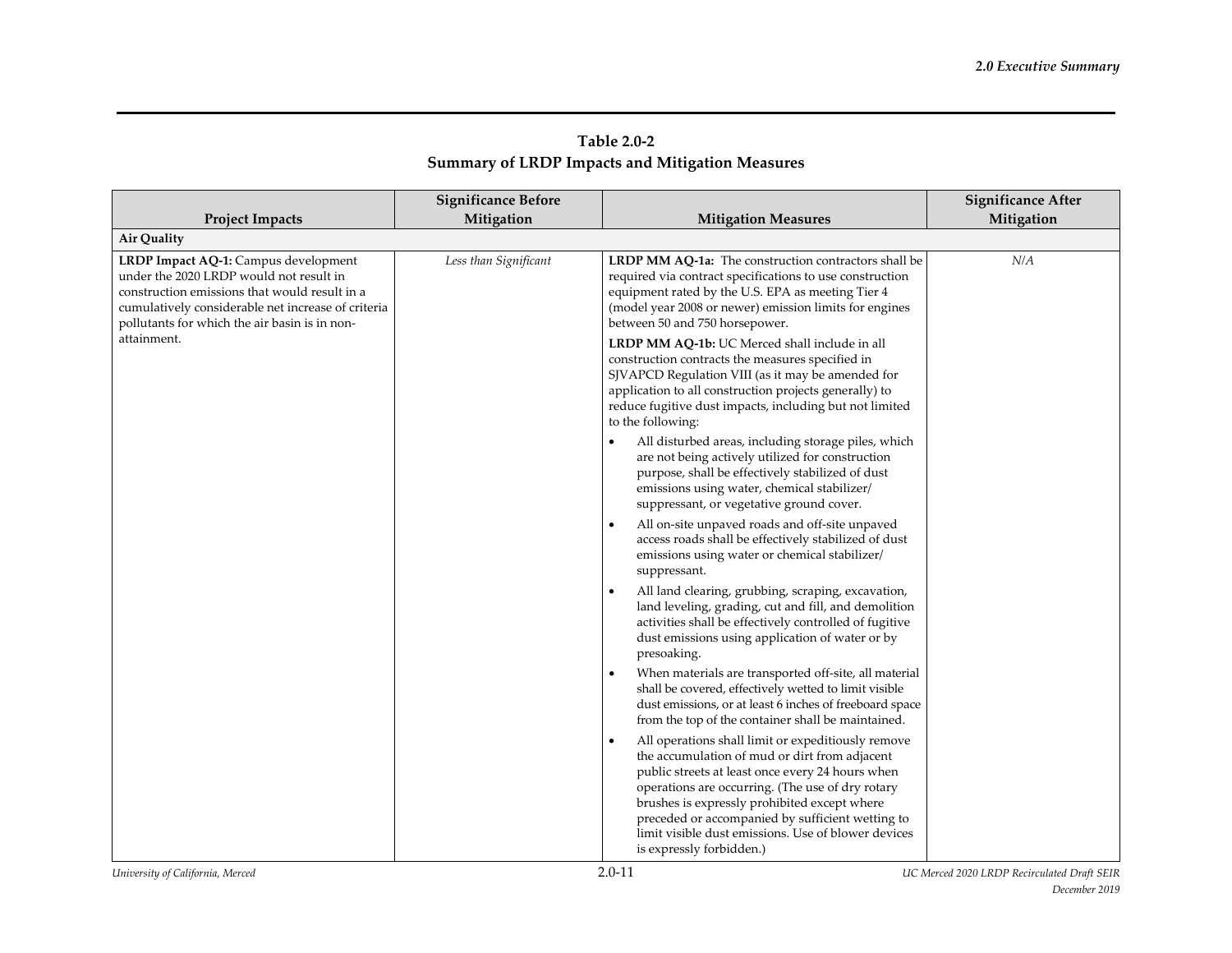**Table 2.0-2**
**Summary of LRDP Impacts and Mitigation Measures**

| Project Impacts | Significance Before Mitigation | Mitigation Measures | Significance After Mitigation |
|---|---|---|---|
| **Air Quality** | | | |
| **LRDP Impact AQ-1:** Campus development under the 2020 LRDP would not result in construction emissions that would result in a cumulatively considerable net increase of criteria pollutants for which the air basin is in non-attainment. | *Less than Significant* | **LRDP MM AQ-1a:** The construction contractors shall be required via contract specifications to use construction equipment rated by the U.S. EPA as meeting Tier 4 (model year 2008 or newer) emission limits for engines between 50 and 750 horsepower.<br><br>**LRDP MM AQ-1b:** UC Merced shall include in all construction contracts the measures specified in SJVAPCD Regulation VIII (as it may be amended for application to all construction projects generally) to reduce fugitive dust impacts, including but not limited to the following:<br>• All disturbed areas, including storage piles, which are not being actively utilized for construction purpose, shall be effectively stabilized of dust emissions using water, chemical stabilizer/ suppressant, or vegetative ground cover.<br>• All on-site unpaved roads and off-site unpaved access roads shall be effectively stabilized of dust emissions using water or chemical stabilizer/ suppressant.<br>• All land clearing, grubbing, scraping, excavation, land leveling, grading, cut and fill, and demolition activities shall be effectively controlled of fugitive dust emissions using application of water or by presoaking.<br>• When materials are transported off-site, all material shall be covered, effectively wetted to limit visible dust emissions, or at least 6 inches of freeboard space from the top of the container shall be maintained.<br>• All operations shall limit or expeditiously remove the accumulation of mud or dirt from adjacent public streets at least once every 24 hours when operations are occurring. (The use of dry rotary brushes is expressly prohibited except where preceded or accompanied by sufficient wetting to limit visible dust emissions. Use of blower devices is expressly forbidden.) | *N/A* |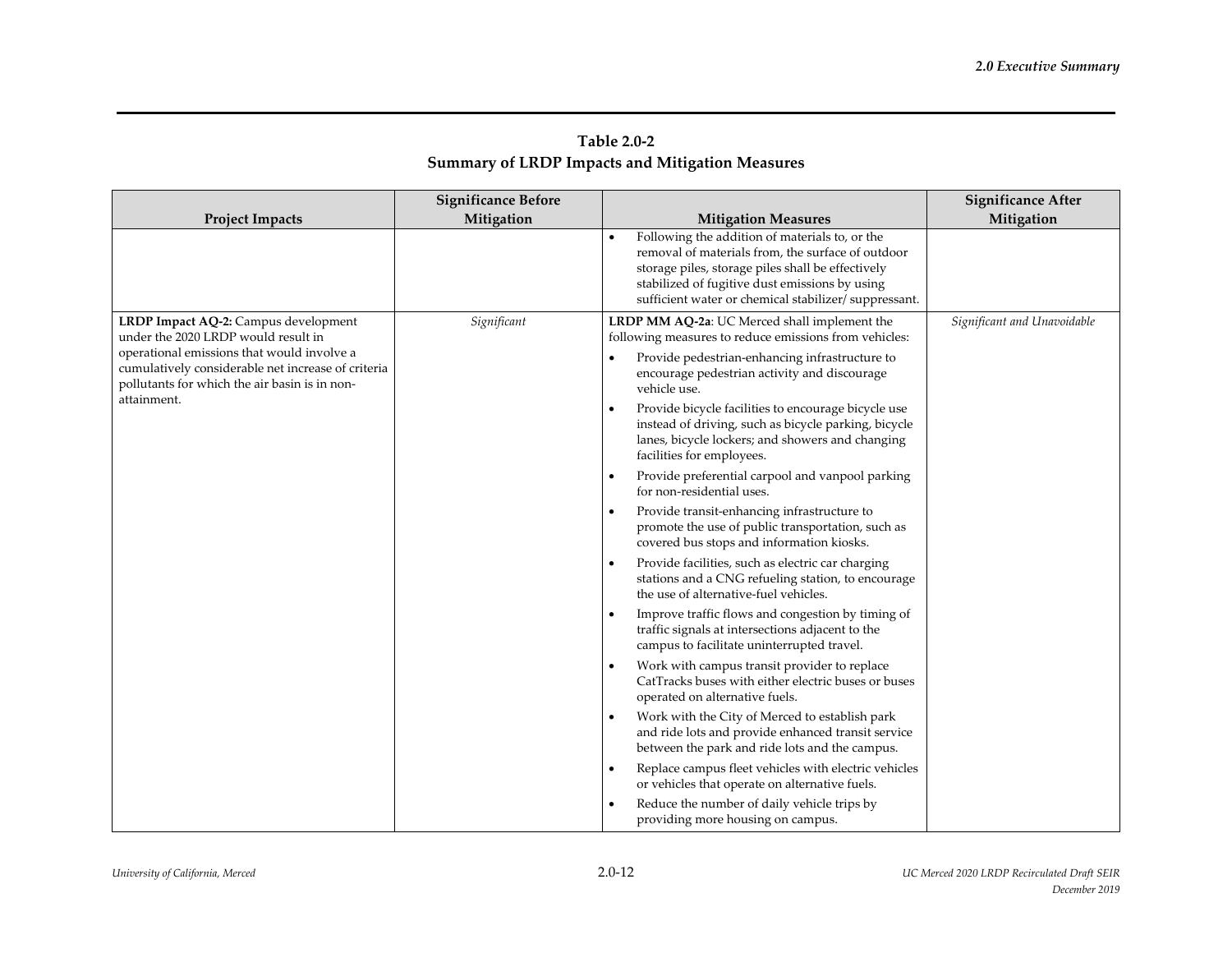**Table 2.0-2**
**Summary of LRDP Impacts and Mitigation Measures**

| Project Impacts | Significance Before Mitigation | Mitigation Measures | Significance After Mitigation |
|---|---|---|---|
| | | • Following the addition of materials to, or the removal of materials from, the surface of outdoor storage piles, storage piles shall be effectively stabilized of fugitive dust emissions by using sufficient water or chemical stabilizer/ suppressant. | |
| **LRDP Impact AQ-2:** Campus development under the 2020 LRDP would result in operational emissions that would involve a cumulatively considerable net increase of criteria pollutants for which the air basin is in non-attainment. | *Significant* | **LRDP MM AQ-2a**: UC Merced shall implement the following measures to reduce emissions from vehicles:<br>• Provide pedestrian-enhancing infrastructure to encourage pedestrian activity and discourage vehicle use.<br>• Provide bicycle facilities to encourage bicycle use instead of driving, such as bicycle parking, bicycle lanes, bicycle lockers; and showers and changing facilities for employees.<br>• Provide preferential carpool and vanpool parking for non-residential uses.<br>• Provide transit-enhancing infrastructure to promote the use of public transportation, such as covered bus stops and information kiosks.<br>• Provide facilities, such as electric car charging stations and a CNG refueling station, to encourage the use of alternative-fuel vehicles.<br>• Improve traffic flows and congestion by timing of traffic signals at intersections adjacent to the campus to facilitate uninterrupted travel.<br>• Work with campus transit provider to replace CatTracks buses with either electric buses or buses operated on alternative fuels.<br>• Work with the City of Merced to establish park and ride lots and provide enhanced transit service between the park and ride lots and the campus.<br>• Replace campus fleet vehicles with electric vehicles or vehicles that operate on alternative fuels.<br>• Reduce the number of daily vehicle trips by providing more housing on campus. | *Significant and Unavoidable* |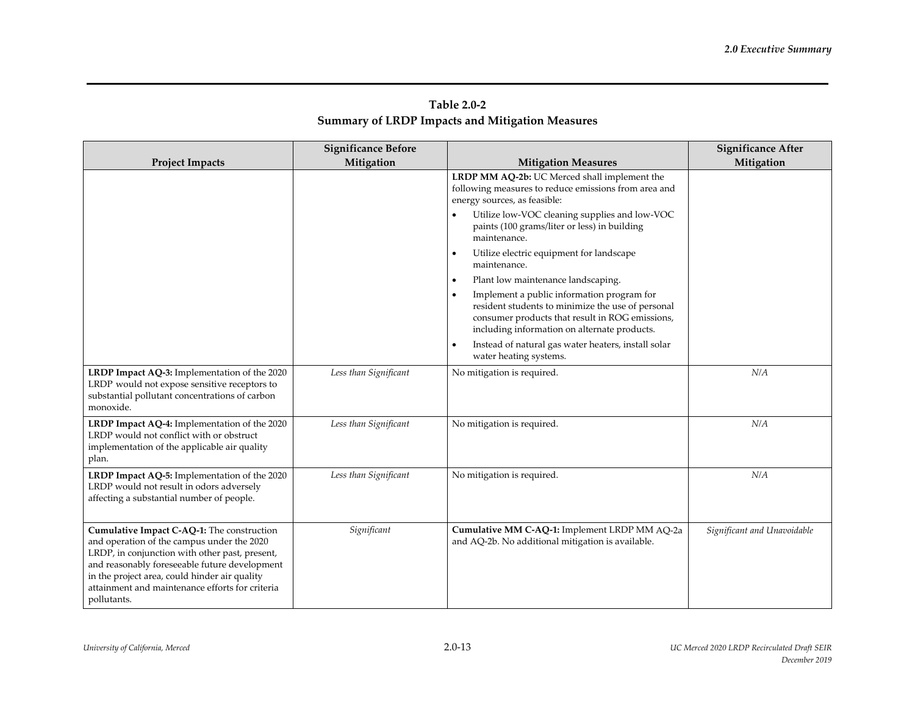**Table 2.0-2**
**Summary of LRDP Impacts and Mitigation Measures**

| Project Impacts | Significance Before Mitigation | Mitigation Measures | Significance After Mitigation |
|---|---|---|---|
| | | **LRDP MM AQ-2b:** UC Merced shall implement the following measures to reduce emissions from area and energy sources, as feasible:<br>• Utilize low-VOC cleaning supplies and low-VOC paints (100 grams/liter or less) in building maintenance.<br>• Utilize electric equipment for landscape maintenance.<br>• Plant low maintenance landscaping.<br>• Implement a public information program for resident students to minimize the use of personal consumer products that result in ROG emissions, including information on alternate products.<br>• Instead of natural gas water heaters, install solar water heating systems. | |
| **LRDP Impact AQ-3:** Implementation of the 2020 LRDP would not expose sensitive receptors to substantial pollutant concentrations of carbon monoxide. | *Less than Significant* | No mitigation is required. | *N/A* |
| **LRDP Impact AQ-4:** Implementation of the 2020 LRDP would not conflict with or obstruct implementation of the applicable air quality plan. | *Less than Significant* | No mitigation is required. | *N/A* |
| **LRDP Impact AQ-5:** Implementation of the 2020 LRDP would not result in odors adversely affecting a substantial number of people. | *Less than Significant* | No mitigation is required. | *N/A* |
| **Cumulative Impact C-AQ-1:** The construction and operation of the campus under the 2020 LRDP, in conjunction with other past, present, and reasonably foreseeable future development in the project area, could hinder air quality attainment and maintenance efforts for criteria pollutants. | *Significant* | **Cumulative MM C-AQ-1:** Implement LRDP MM AQ-2a and AQ-2b. No additional mitigation is available. | *Significant and Unavoidable* |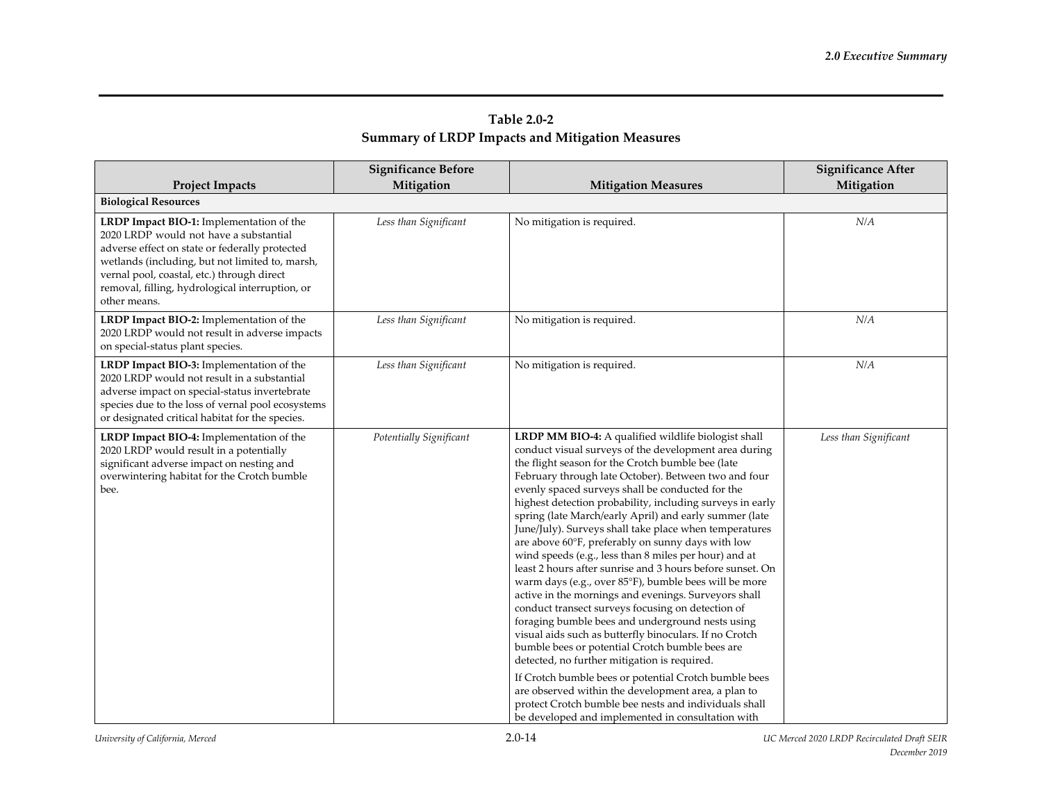**Table 2.0-2**
**Summary of LRDP Impacts and Mitigation Measures**

| Project Impacts | Significance Before Mitigation | Mitigation Measures | Significance After Mitigation |
|---|---|---|---|
| **Biological Resources** | | | |
| **LRDP Impact BIO-1:** Implementation of the 2020 LRDP would not have a substantial adverse effect on state or federally protected wetlands (including, but not limited to, marsh, vernal pool, coastal, etc.) through direct removal, filling, hydrological interruption, or other means. | *Less than Significant* | No mitigation is required. | *N/A* |
| **LRDP Impact BIO-2:** Implementation of the 2020 LRDP would not result in adverse impacts on special-status plant species. | *Less than Significant* | No mitigation is required. | *N/A* |
| **LRDP Impact BIO-3:** Implementation of the 2020 LRDP would not result in a substantial adverse impact on special-status invertebrate species due to the loss of vernal pool ecosystems or designated critical habitat for the species. | *Less than Significant* | No mitigation is required. | *N/A* |
| **LRDP Impact BIO-4:** Implementation of the 2020 LRDP would result in a potentially significant adverse impact on nesting and overwintering habitat for the Crotch bumble bee. | *Potentially Significant* | **LRDP MM BIO-4:** A qualified wildlife biologist shall conduct visual surveys of the development area during the flight season for the Crotch bumble bee (late February through late October). Between two and four evenly spaced surveys shall be conducted for the highest detection probability, including surveys in early spring (late March/early April) and early summer (late June/July). Surveys shall take place when temperatures are above 60°F, preferably on sunny days with low wind speeds (e.g., less than 8 miles per hour) and at least 2 hours after sunrise and 3 hours before sunset. On warm days (e.g., over 85°F), bumble bees will be more active in the mornings and evenings. Surveyors shall conduct transect surveys focusing on detection of foraging bumble bees and underground nests using visual aids such as butterfly binoculars. If no Crotch bumble bees or potential Crotch bumble bees are detected, no further mitigation is required.<br><br>If Crotch bumble bees or potential Crotch bumble bees are observed within the development area, a plan to protect Crotch bumble bee nests and individuals shall be developed and implemented in consultation with | *Less than Significant* |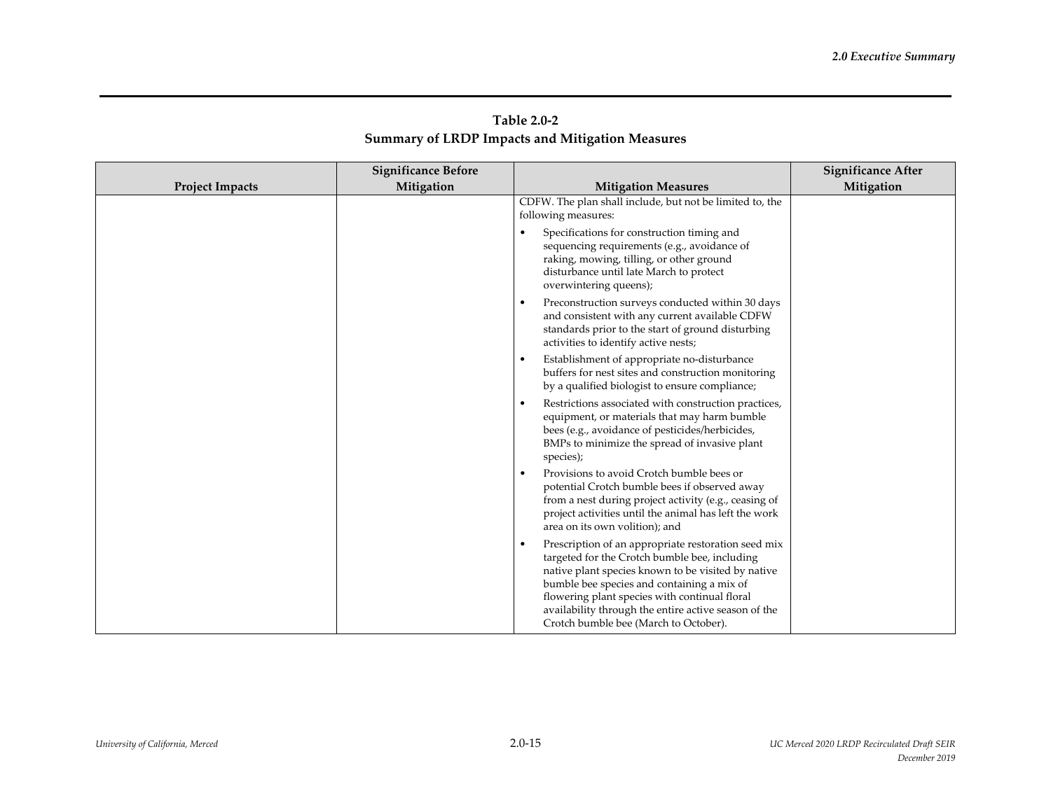**Table 2.0-2**
**Summary of LRDP Impacts and Mitigation Measures**

| Project Impacts | Significance Before Mitigation | Mitigation Measures | Significance After Mitigation |
|---|---|---|---|
| | | CDFW. The plan shall include, but not be limited to, the following measures:<br>• Specifications for construction timing and sequencing requirements (e.g., avoidance of raking, mowing, tilling, or other ground disturbance until late March to protect overwintering queens);<br>• Preconstruction surveys conducted within 30 days and consistent with any current available CDFW standards prior to the start of ground disturbing activities to identify active nests;<br>• Establishment of appropriate no-disturbance buffers for nest sites and construction monitoring by a qualified biologist to ensure compliance;<br>• Restrictions associated with construction practices, equipment, or materials that may harm bumble bees (e.g., avoidance of pesticides/herbicides, BMPs to minimize the spread of invasive plant species);<br>• Provisions to avoid Crotch bumble bees or potential Crotch bumble bees if observed away from a nest during project activity (e.g., ceasing of project activities until the animal has left the work area on its own volition); and<br>• Prescription of an appropriate restoration seed mix targeted for the Crotch bumble bee, including native plant species known to be visited by native bumble bee species and containing a mix of flowering plant species with continual floral availability through the entire active season of the Crotch bumble bee (March to October). | |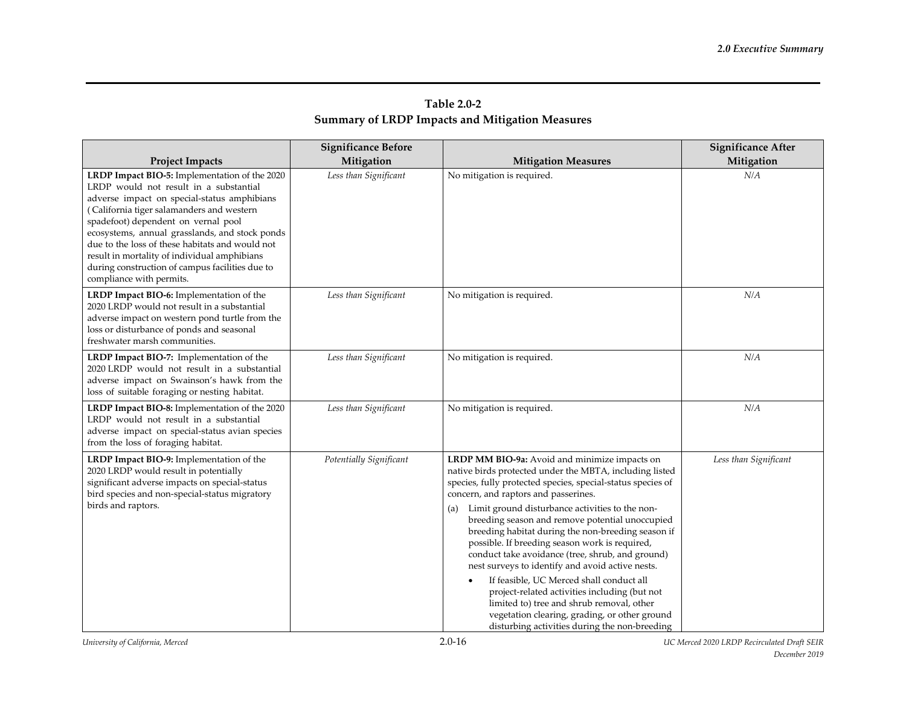**Table 2.0-2**
**Summary of LRDP Impacts and Mitigation Measures**

| Project Impacts | Significance Before Mitigation | Mitigation Measures | Significance After Mitigation |
|---|---|---|---|
| **LRDP Impact BIO-5:** Implementation of the 2020 LRDP would not result in a substantial adverse impact on special-status amphibians ( California tiger salamanders and western spadefoot) dependent on vernal pool ecosystems, annual grasslands, and stock ponds due to the loss of these habitats and would not result in mortality of individual amphibians during construction of campus facilities due to compliance with permits. | *Less than Significant* | No mitigation is required. | *N/A* |
| **LRDP Impact BIO-6:** Implementation of the 2020 LRDP would not result in a substantial adverse impact on western pond turtle from the loss or disturbance of ponds and seasonal freshwater marsh communities. | *Less than Significant* | No mitigation is required. | *N/A* |
| **LRDP Impact BIO-7:** Implementation of the 2020 LRDP would not result in a substantial adverse impact on Swainson's hawk from the loss of suitable foraging or nesting habitat. | *Less than Significant* | No mitigation is required. | *N/A* |
| **LRDP Impact BIO-8:** Implementation of the 2020 LRDP would not result in a substantial adverse impact on special-status avian species from the loss of foraging habitat. | *Less than Significant* | No mitigation is required. | *N/A* |
| **LRDP Impact BIO-9:** Implementation of the 2020 LRDP would result in potentially significant adverse impacts on special-status bird species and non-special-status migratory birds and raptors. | *Potentially Significant* | **LRDP MM BIO-9a:** Avoid and minimize impacts on native birds protected under the MBTA, including listed species, fully protected species, special-status species of concern, and raptors and passerines. <br><br> (a) Limit ground disturbance activities to the non-breeding season and remove potential unoccupied breeding habitat during the non-breeding season if possible. If breeding season work is required, conduct take avoidance (tree, shrub, and ground) nest surveys to identify and avoid active nests. <br><br> • If feasible, UC Merced shall conduct all project-related activities including (but not limited to) tree and shrub removal, other vegetation clearing, grading, or other ground disturbing activities during the non-breeding | *Less than Significant* |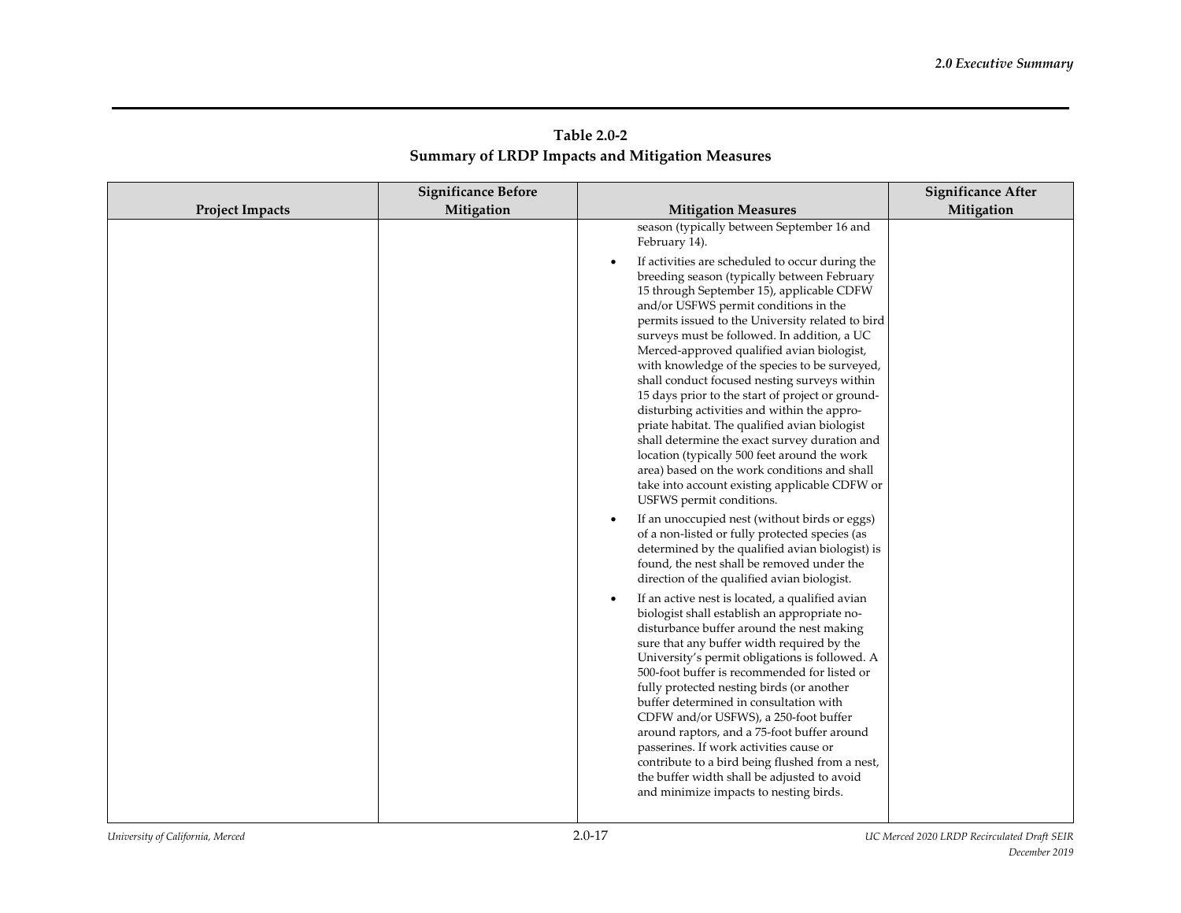**Table 2.0-2**
**Summary of LRDP Impacts and Mitigation Measures**

| Project Impacts | Significance Before Mitigation | Mitigation Measures | Significance After Mitigation |
|---|---|---|---|
| | | season (typically between September 16 and February 14).<br><br>• If activities are scheduled to occur during the breeding season (typically between February 15 through September 15), applicable CDFW and/or USFWS permit conditions in the permits issued to the University related to bird surveys must be followed. In addition, a UC Merced-approved qualified avian biologist, with knowledge of the species to be surveyed, shall conduct focused nesting surveys within 15 days prior to the start of project or ground-disturbing activities and within the appropriate habitat. The qualified avian biologist shall determine the exact survey duration and location (typically 500 feet around the work area) based on the work conditions and shall take into account existing applicable CDFW or USFWS permit conditions.<br><br>• If an unoccupied nest (without birds or eggs) of a non-listed or fully protected species (as determined by the qualified avian biologist) is found, the nest shall be removed under the direction of the qualified avian biologist.<br><br>• If an active nest is located, a qualified avian biologist shall establish an appropriate no-disturbance buffer around the nest making sure that any buffer width required by the University's permit obligations is followed. A 500-foot buffer is recommended for listed or fully protected nesting birds (or another buffer determined in consultation with CDFW and/or USFWS), a 250-foot buffer around raptors, and a 75-foot buffer around passerines. If work activities cause or contribute to a bird being flushed from a nest, the buffer width shall be adjusted to avoid and minimize impacts to nesting birds. | |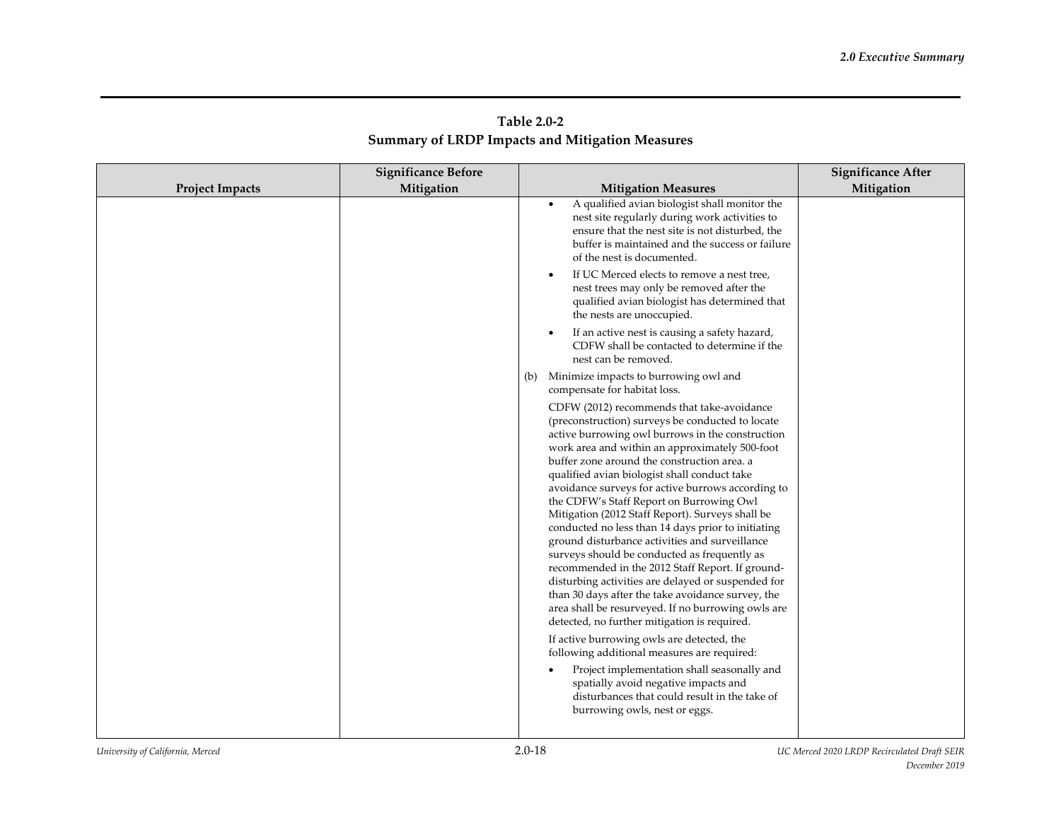**Table 2.0-2**
**Summary of LRDP Impacts and Mitigation Measures**

| Project Impacts | Significance Before Mitigation | Mitigation Measures | Significance After Mitigation |
|---|---|---|---|
| | | • A qualified avian biologist shall monitor the nest site regularly during work activities to ensure that the nest site is not disturbed, the buffer is maintained and the success or failure of the nest is documented.<br>• If UC Merced elects to remove a nest tree, nest trees may only be removed after the qualified avian biologist has determined that the nests are unoccupied.<br>• If an active nest is causing a safety hazard, CDFW shall be contacted to determine if the nest can be removed.<br>(b) Minimize impacts to burrowing owl and compensate for habitat loss.<br>CDFW (2012) recommends that take-avoidance (preconstruction) surveys be conducted to locate active burrowing owl burrows in the construction work area and within an approximately 500-foot buffer zone around the construction area. a qualified avian biologist shall conduct take avoidance surveys for active burrows according to the CDFW's Staff Report on Burrowing Owl Mitigation (2012 Staff Report). Surveys shall be conducted no less than 14 days prior to initiating ground disturbance activities and surveillance surveys should be conducted as frequently as recommended in the 2012 Staff Report. If ground-disturbing activities are delayed or suspended for than 30 days after the take avoidance survey, the area shall be resurveyed. If no burrowing owls are detected, no further mitigation is required.<br>If active burrowing owls are detected, the following additional measures are required:<br>• Project implementation shall seasonally and spatially avoid negative impacts and disturbances that could result in the take of burrowing owls, nest or eggs. | |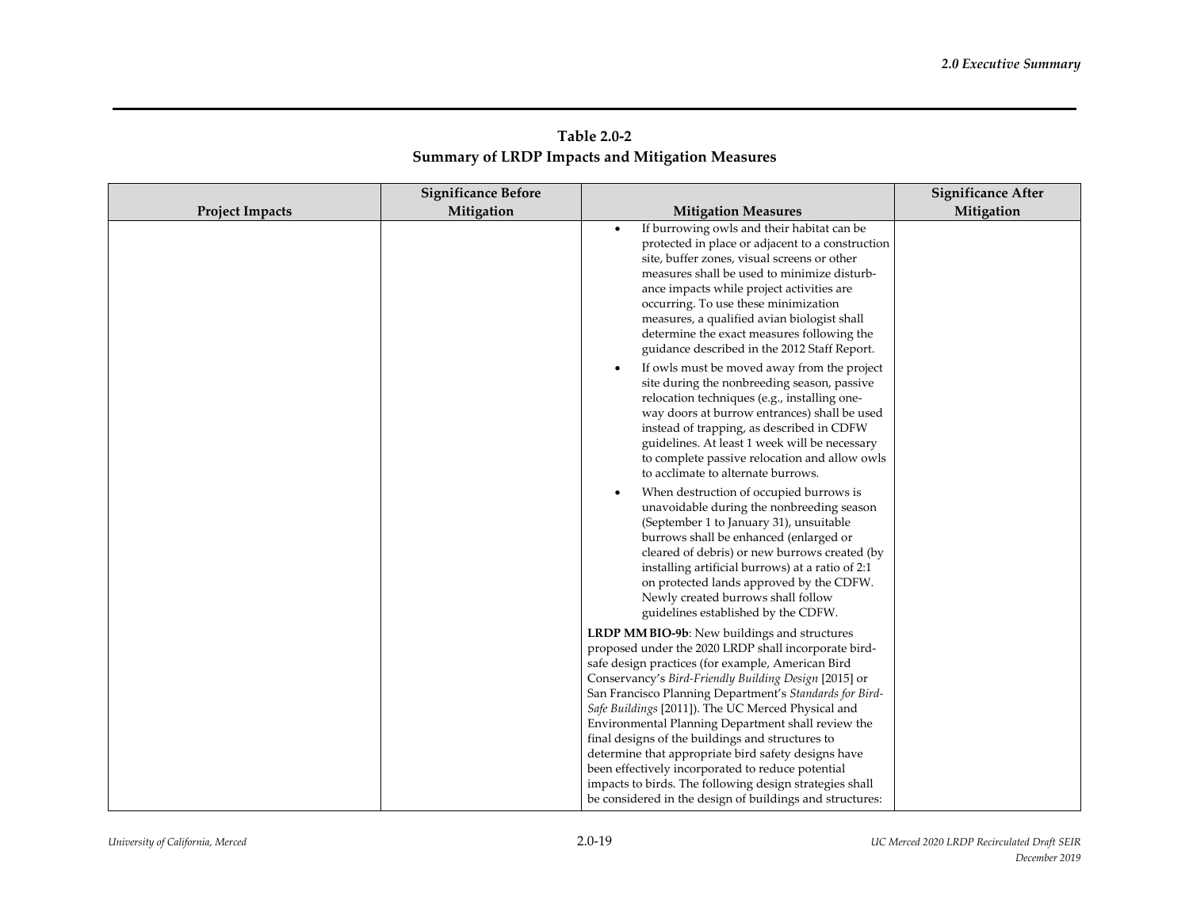**Table 2.0-2**
**Summary of LRDP Impacts and Mitigation Measures**

| Project Impacts | Significance Before Mitigation | Mitigation Measures | Significance After Mitigation |
|---|---|---|---|
| | | • If burrowing owls and their habitat can be protected in place or adjacent to a construction site, buffer zones, visual screens or other measures shall be used to minimize disturbance impacts while project activities are occurring. To use these minimization measures, a qualified avian biologist shall determine the exact measures following the guidance described in the 2012 Staff Report.<br>• If owls must be moved away from the project site during the nonbreeding season, passive relocation techniques (e.g., installing one-way doors at burrow entrances) shall be used instead of trapping, as described in CDFW guidelines. At least 1 week will be necessary to complete passive relocation and allow owls to acclimate to alternate burrows.<br>• When destruction of occupied burrows is unavoidable during the nonbreeding season (September 1 to January 31), unsuitable burrows shall be enhanced (enlarged or cleared of debris) or new burrows created (by installing artificial burrows) at a ratio of 2:1 on protected lands approved by the CDFW. Newly created burrows shall follow guidelines established by the CDFW.<br><br>**LRDP MM BIO-9b**: New buildings and structures proposed under the 2020 LRDP shall incorporate bird-safe design practices (for example, American Bird Conservancy's *Bird-Friendly Building Design* [2015] or San Francisco Planning Department's *Standards for Bird-Safe Buildings* [2011]). The UC Merced Physical and Environmental Planning Department shall review the final designs of the buildings and structures to determine that appropriate bird safety designs have been effectively incorporated to reduce potential impacts to birds. The following design strategies shall be considered in the design of buildings and structures: | |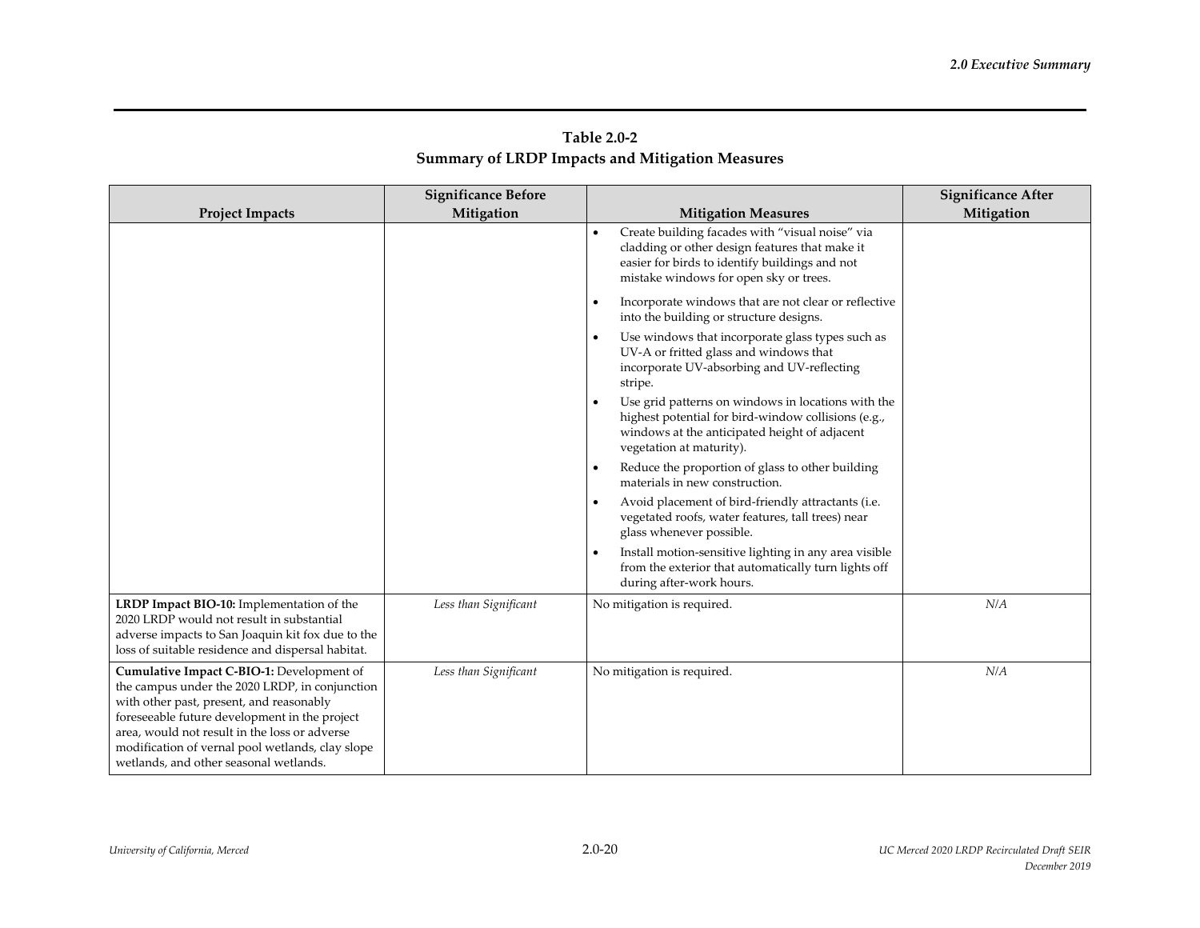**Table 2.0-2**
**Summary of LRDP Impacts and Mitigation Measures**

| Project Impacts | Significance Before Mitigation | Mitigation Measures | Significance After Mitigation |
|---|---|---|---|
| | | • Create building facades with "visual noise" via cladding or other design features that make it easier for birds to identify buildings and not mistake windows for open sky or trees.<br>• Incorporate windows that are not clear or reflective into the building or structure designs.<br>• Use windows that incorporate glass types such as UV-A or fritted glass and windows that incorporate UV-absorbing and UV-reflecting stripe.<br>• Use grid patterns on windows in locations with the highest potential for bird-window collisions (e.g., windows at the anticipated height of adjacent vegetation at maturity).<br>• Reduce the proportion of glass to other building materials in new construction.<br>• Avoid placement of bird-friendly attractants (i.e. vegetated roofs, water features, tall trees) near glass whenever possible.<br>• Install motion-sensitive lighting in any area visible from the exterior that automatically turn lights off during after-work hours. | |
| **LRDP Impact BIO-10:** Implementation of the 2020 LRDP would not result in substantial adverse impacts to San Joaquin kit fox due to the loss of suitable residence and dispersal habitat. | *Less than Significant* | No mitigation is required. | *N/A* |
| **Cumulative Impact C-BIO-1:** Development of the campus under the 2020 LRDP, in conjunction with other past, present, and reasonably foreseeable future development in the project area, would not result in the loss or adverse modification of vernal pool wetlands, clay slope wetlands, and other seasonal wetlands. | *Less than Significant* | No mitigation is required. | *N/A* |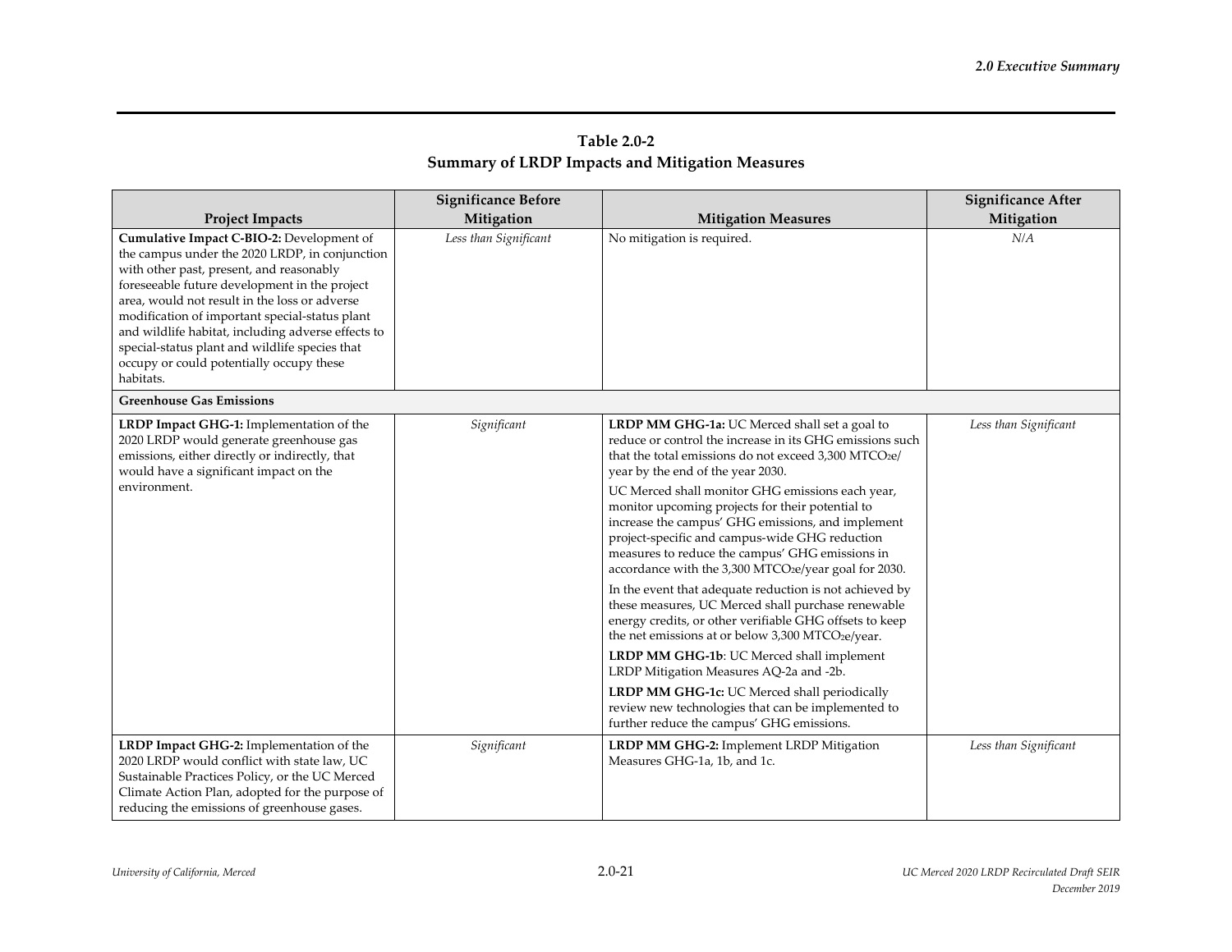**Table 2.0-2**
**Summary of LRDP Impacts and Mitigation Measures**

| Project Impacts | Significance Before Mitigation | Mitigation Measures | Significance After Mitigation |
|---|---|---|---|
| **Cumulative Impact C-BIO-2:** Development of the campus under the 2020 LRDP, in conjunction with other past, present, and reasonably foreseeable future development in the project area, would not result in the loss or adverse modification of important special-status plant and wildlife habitat, including adverse effects to special-status plant and wildlife species that occupy or could potentially occupy these habitats. | *Less than Significant* | No mitigation is required. | *N/A* |
| **Greenhouse Gas Emissions** | | | |
| **LRDP Impact GHG-1:** Implementation of the 2020 LRDP would generate greenhouse gas emissions, either directly or indirectly, that would have a significant impact on the environment. | *Significant* | **LRDP MM GHG-1a:** UC Merced shall set a goal to reduce or control the increase in its GHG emissions such that the total emissions do not exceed 3,300 $MTCO_2e$/year by the end of the year 2030.<br><br>UC Merced shall monitor GHG emissions each year, monitor upcoming projects for their potential to increase the campus' GHG emissions, and implement project-specific and campus-wide GHG reduction measures to reduce the campus' GHG emissions in accordance with the 3,300 $MTCO_2e$/year goal for 2030.<br><br>In the event that adequate reduction is not achieved by these measures, UC Merced shall purchase renewable energy credits, or other verifiable GHG offsets to keep the net emissions at or below 3,300 $MTCO_2e$/year.<br><br>**LRDP MM GHG-1b**: UC Merced shall implement LRDP Mitigation Measures AQ-2a and -2b.<br><br>**LRDP MM GHG-1c:** UC Merced shall periodically review new technologies that can be implemented to further reduce the campus' GHG emissions. | *Less than Significant* |
| **LRDP Impact GHG-2:** Implementation of the 2020 LRDP would conflict with state law, UC Sustainable Practices Policy, or the UC Merced Climate Action Plan, adopted for the purpose of reducing the emissions of greenhouse gases. | *Significant* | **LRDP MM GHG-2:** Implement LRDP Mitigation Measures GHG-1a, 1b, and 1c. | *Less than Significant* |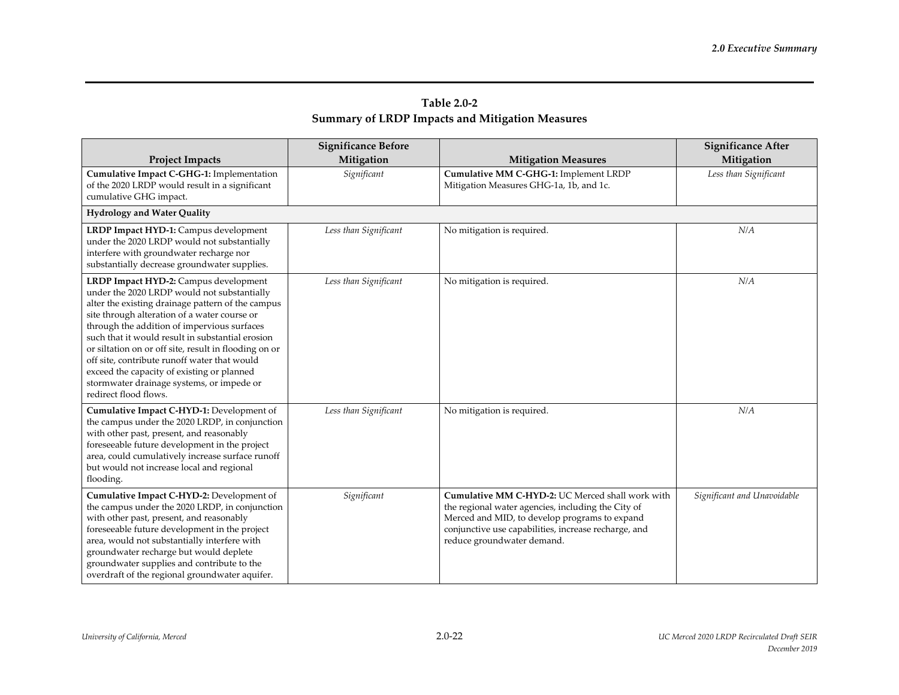**Table 2.0-2**
**Summary of LRDP Impacts and Mitigation Measures**

| Project Impacts | Significance Before Mitigation | Mitigation Measures | Significance After Mitigation |
|---|---|---|---|
| **Cumulative Impact C-GHG-1:** Implementation of the 2020 LRDP would result in a significant cumulative GHG impact. | *Significant* | **Cumulative MM C-GHG-1:** Implement LRDP Mitigation Measures GHG-1a, 1b, and 1c. | *Less than Significant* |
| **Hydrology and Water Quality** | | | |
| **LRDP Impact HYD-1:** Campus development under the 2020 LRDP would not substantially interfere with groundwater recharge nor substantially decrease groundwater supplies. | *Less than Significant* | No mitigation is required. | *N/A* |
| **LRDP Impact HYD-2:** Campus development under the 2020 LRDP would not substantially alter the existing drainage pattern of the campus site through alteration of a water course or through the addition of impervious surfaces such that it would result in substantial erosion or siltation on or off site, result in flooding on or off site, contribute runoff water that would exceed the capacity of existing or planned stormwater drainage systems, or impede or redirect flood flows. | *Less than Significant* | No mitigation is required. | *N/A* |
| **Cumulative Impact C-HYD-1:** Development of the campus under the 2020 LRDP, in conjunction with other past, present, and reasonably foreseeable future development in the project area, could cumulatively increase surface runoff but would not increase local and regional flooding. | *Less than Significant* | No mitigation is required. | *N/A* |
| **Cumulative Impact C-HYD-2:** Development of the campus under the 2020 LRDP, in conjunction with other past, present, and reasonably foreseeable future development in the project area, would not substantially interfere with groundwater recharge but would deplete groundwater supplies and contribute to the overdraft of the regional groundwater aquifer. | *Significant* | **Cumulative MM C-HYD-2:** UC Merced shall work with the regional water agencies, including the City of Merced and MID, to develop programs to expand conjunctive use capabilities, increase recharge, and reduce groundwater demand. | *Significant and Unavoidable* |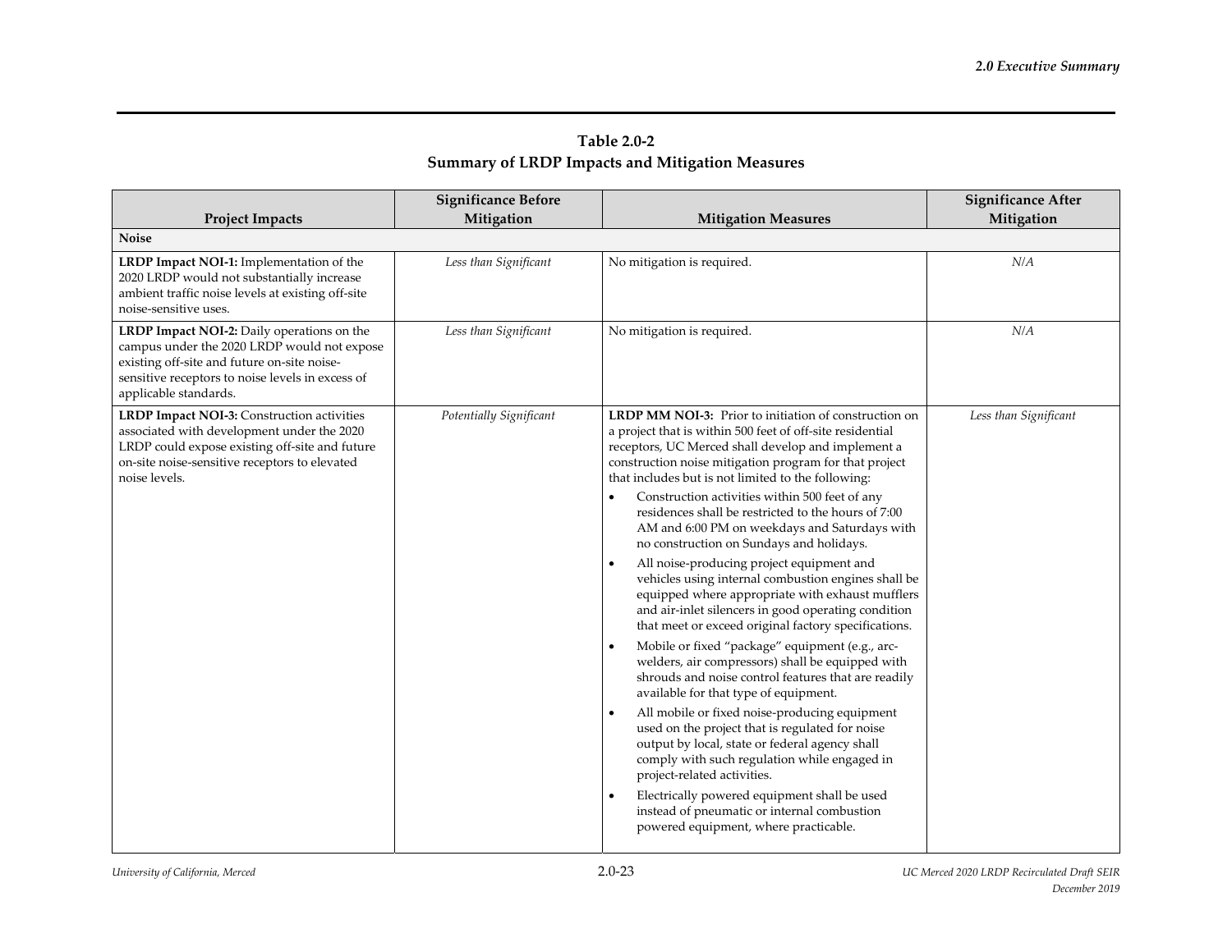**Table 2.0-2**
**Summary of LRDP Impacts and Mitigation Measures**

| Project Impacts | Significance Before Mitigation | Mitigation Measures | Significance After Mitigation |
|---|---|---|---|
| **Noise** | | | |
| **LRDP Impact NOI-1:** Implementation of the 2020 LRDP would not substantially increase ambient traffic noise levels at existing off-site noise-sensitive uses. | *Less than Significant* | No mitigation is required. | *N/A* |
| **LRDP Impact NOI-2:** Daily operations on the campus under the 2020 LRDP would not expose existing off-site and future on-site noise-sensitive receptors to noise levels in excess of applicable standards. | *Less than Significant* | No mitigation is required. | *N/A* |
| **LRDP Impact NOI-3:** Construction activities associated with development under the 2020 LRDP could expose existing off-site and future on-site noise-sensitive receptors to elevated noise levels. | *Potentially Significant* | **LRDP MM NOI-3:** Prior to initiation of construction on a project that is within 500 feet of off-site residential receptors, UC Merced shall develop and implement a construction noise mitigation program for that project that includes but is not limited to the following: <br>• Construction activities within 500 feet of any residences shall be restricted to the hours of 7:00 AM and 6:00 PM on weekdays and Saturdays with no construction on Sundays and holidays. <br>• All noise-producing project equipment and vehicles using internal combustion engines shall be equipped where appropriate with exhaust mufflers and air-inlet silencers in good operating condition that meet or exceed original factory specifications. <br>• Mobile or fixed "package" equipment (e.g., arc-welders, air compressors) shall be equipped with shrouds and noise control features that are readily available for that type of equipment. <br>• All mobile or fixed noise-producing equipment used on the project that is regulated for noise output by local, state or federal agency shall comply with such regulation while engaged in project-related activities. <br>• Electrically powered equipment shall be used instead of pneumatic or internal combustion powered equipment, where practicable. | *Less than Significant* |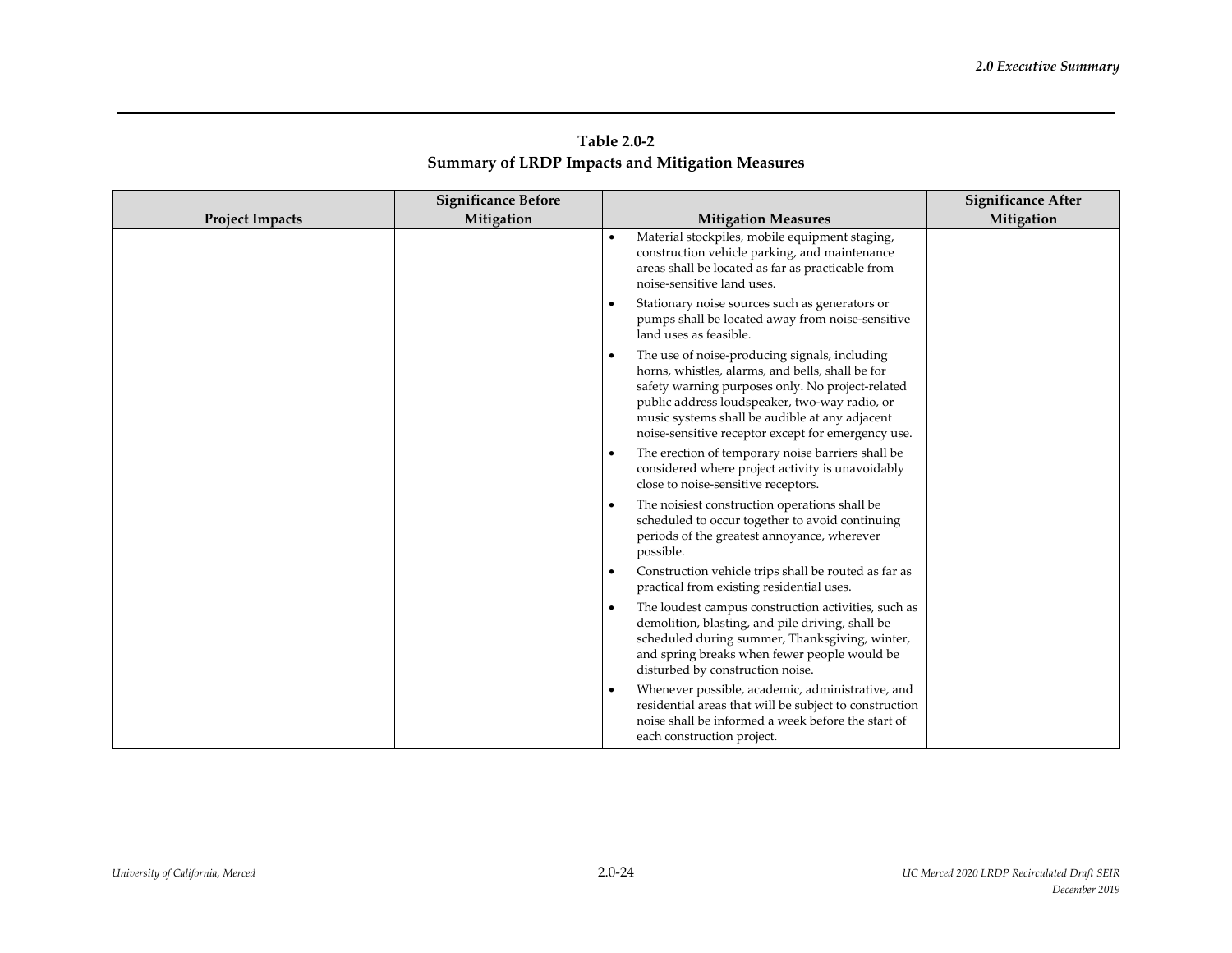**Table 2.0-2**
**Summary of LRDP Impacts and Mitigation Measures**

| Project Impacts | Significance Before Mitigation | Mitigation Measures | Significance After Mitigation |
|---|---|---|---|
| | | • Material stockpiles, mobile equipment staging, construction vehicle parking, and maintenance areas shall be located as far as practicable from noise-sensitive land uses.<br>• Stationary noise sources such as generators or pumps shall be located away from noise-sensitive land uses as feasible.<br>• The use of noise-producing signals, including horns, whistles, alarms, and bells, shall be for safety warning purposes only. No project-related public address loudspeaker, two-way radio, or music systems shall be audible at any adjacent noise-sensitive receptor except for emergency use.<br>• The erection of temporary noise barriers shall be considered where project activity is unavoidably close to noise-sensitive receptors.<br>• The noisiest construction operations shall be scheduled to occur together to avoid continuing periods of the greatest annoyance, wherever possible.<br>• Construction vehicle trips shall be routed as far as practical from existing residential uses.<br>• The loudest campus construction activities, such as demolition, blasting, and pile driving, shall be scheduled during summer, Thanksgiving, winter, and spring breaks when fewer people would be disturbed by construction noise.<br>• Whenever possible, academic, administrative, and residential areas that will be subject to construction noise shall be informed a week before the start of each construction project. | |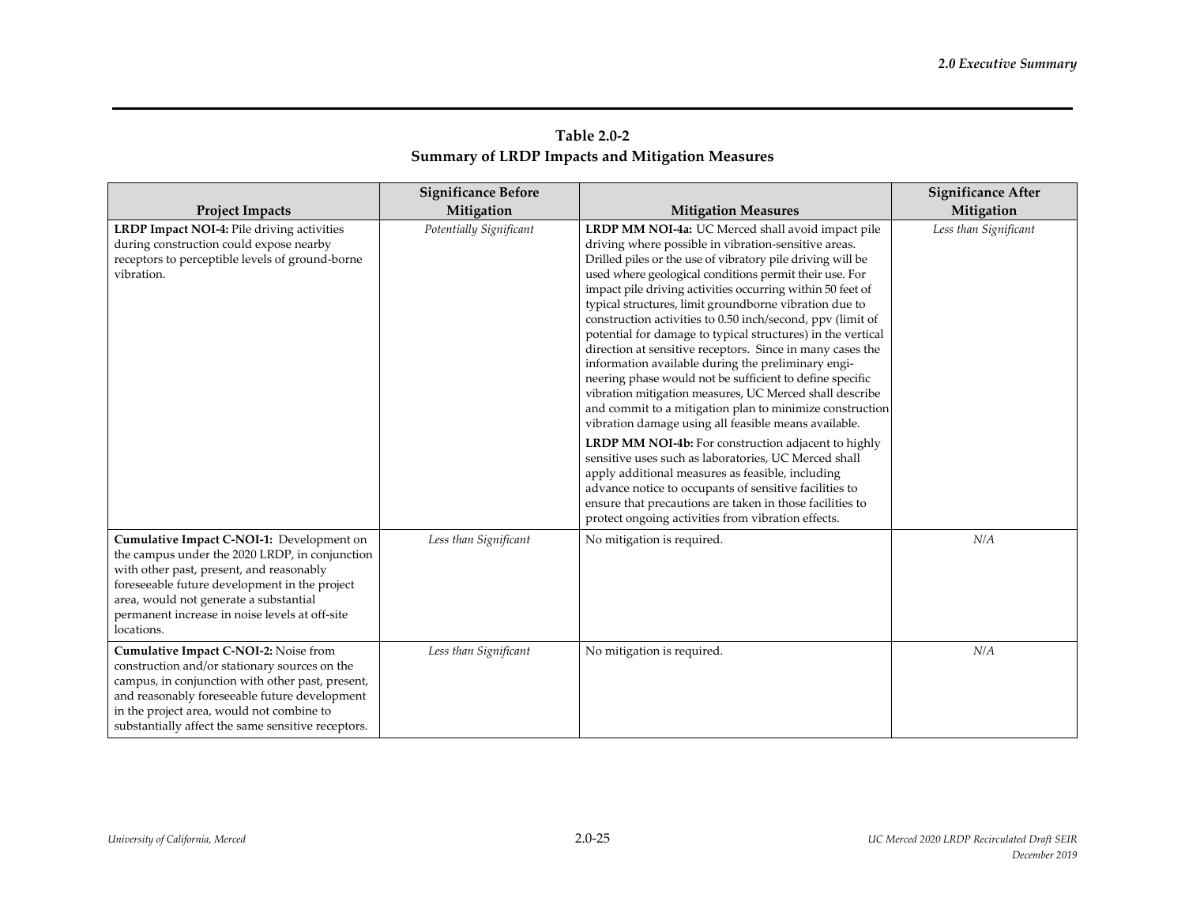**Table 2.0-2**
**Summary of LRDP Impacts and Mitigation Measures**

| Project Impacts | Significance Before Mitigation | Mitigation Measures | Significance After Mitigation |
|---|---|---|---|
| **LRDP Impact NOI-4:** Pile driving activities during construction could expose nearby receptors to perceptible levels of ground-borne vibration. | *Potentially Significant* | **LRDP MM NOI-4a:** UC Merced shall avoid impact pile driving where possible in vibration-sensitive areas. Drilled piles or the use of vibratory pile driving will be used where geological conditions permit their use. For impact pile driving activities occurring within 50 feet of typical structures, limit groundborne vibration due to construction activities to 0.50 inch/second, ppv (limit of potential for damage to typical structures) in the vertical direction at sensitive receptors. Since in many cases the information available during the preliminary engineering phase would not be sufficient to define specific vibration mitigation measures, UC Merced shall describe and commit to a mitigation plan to minimize construction vibration damage using all feasible means available.<br><br>**LRDP MM NOI-4b:** For construction adjacent to highly sensitive uses such as laboratories, UC Merced shall apply additional measures as feasible, including advance notice to occupants of sensitive facilities to ensure that precautions are taken in those facilities to protect ongoing activities from vibration effects. | *Less than Significant* |
| **Cumulative Impact C-NOI-1:** Development on the campus under the 2020 LRDP, in conjunction with other past, present, and reasonably foreseeable future development in the project area, would not generate a substantial permanent increase in noise levels at off-site locations. | *Less than Significant* | No mitigation is required. | *N/A* |
| **Cumulative Impact C-NOI-2:** Noise from construction and/or stationary sources on the campus, in conjunction with other past, present, and reasonably foreseeable future development in the project area, would not combine to substantially affect the same sensitive receptors. | *Less than Significant* | No mitigation is required. | *N/A* |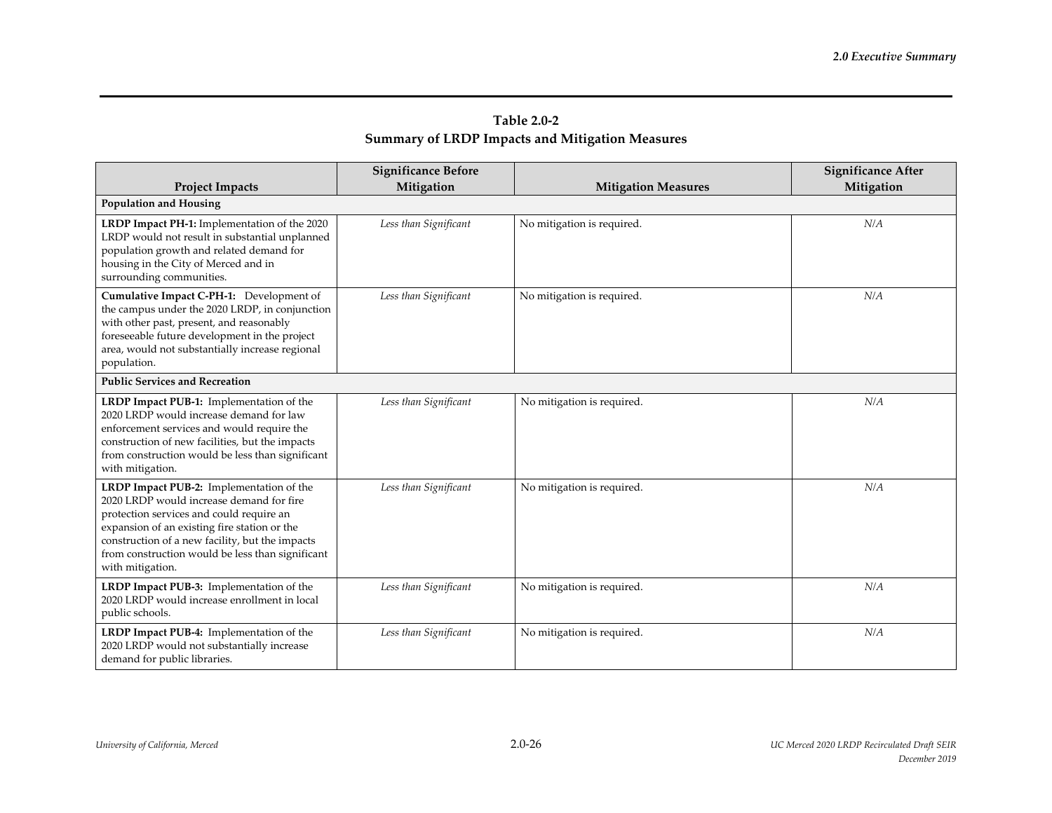**Table 2.0-2**
**Summary of LRDP Impacts and Mitigation Measures**

| Project Impacts | Significance Before Mitigation | Mitigation Measures | Significance After Mitigation |
|---|---|---|---|
| **Population and Housing** | | | |
| **LRDP Impact PH-1:** Implementation of the 2020 LRDP would not result in substantial unplanned population growth and related demand for housing in the City of Merced and in surrounding communities. | *Less than Significant* | No mitigation is required. | *N/A* |
| **Cumulative Impact C-PH-1:** Development of the campus under the 2020 LRDP, in conjunction with other past, present, and reasonably foreseeable future development in the project area, would not substantially increase regional population. | *Less than Significant* | No mitigation is required. | *N/A* |
| **Public Services and Recreation** | | | |
| **LRDP Impact PUB-1:** Implementation of the 2020 LRDP would increase demand for law enforcement services and would require the construction of new facilities, but the impacts from construction would be less than significant with mitigation. | *Less than Significant* | No mitigation is required. | *N/A* |
| **LRDP Impact PUB-2:** Implementation of the 2020 LRDP would increase demand for fire protection services and could require an expansion of an existing fire station or the construction of a new facility, but the impacts from construction would be less than significant with mitigation. | *Less than Significant* | No mitigation is required. | *N/A* |
| **LRDP Impact PUB-3:** Implementation of the 2020 LRDP would increase enrollment in local public schools. | *Less than Significant* | No mitigation is required. | *N/A* |
| **LRDP Impact PUB-4:** Implementation of the 2020 LRDP would not substantially increase demand for public libraries. | *Less than Significant* | No mitigation is required. | *N/A* |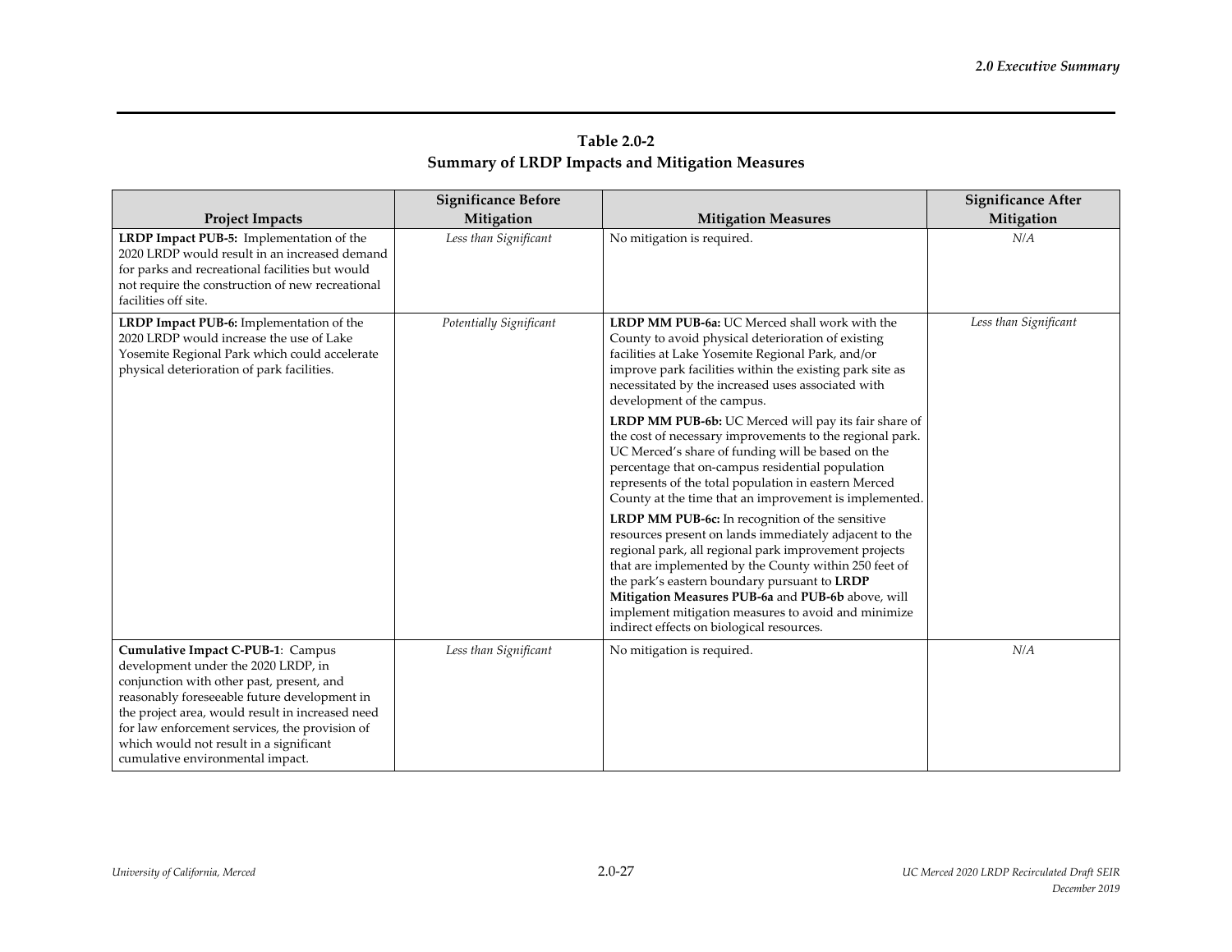**Table 2.0-2**
**Summary of LRDP Impacts and Mitigation Measures**

| Project Impacts | Significance Before Mitigation | Mitigation Measures | Significance After Mitigation |
|---|---|---|---|
| **LRDP Impact PUB-5:** Implementation of the 2020 LRDP would result in an increased demand for parks and recreational facilities but would not require the construction of new recreational facilities off site. | *Less than Significant* | No mitigation is required. | *N/A* |
| **LRDP Impact PUB-6:** Implementation of the 2020 LRDP would increase the use of Lake Yosemite Regional Park which could accelerate physical deterioration of park facilities. | *Potentially Significant* | **LRDP MM PUB-6a:** UC Merced shall work with the County to avoid physical deterioration of existing facilities at Lake Yosemite Regional Park, and/or improve park facilities within the existing park site as necessitated by the increased uses associated with development of the campus.<br><br>**LRDP MM PUB-6b:** UC Merced will pay its fair share of the cost of necessary improvements to the regional park. UC Merced's share of funding will be based on the percentage that on-campus residential population represents of the total population in eastern Merced County at the time that an improvement is implemented.<br><br>**LRDP MM PUB-6c:** In recognition of the sensitive resources present on lands immediately adjacent to the regional park, all regional park improvement projects that are implemented by the County within 250 feet of the park's eastern boundary pursuant to **LRDP Mitigation Measures PUB-6a** and **PUB-6b** above, will implement mitigation measures to avoid and minimize indirect effects on biological resources. | *Less than Significant* |
| **Cumulative Impact C-PUB-1**: Campus development under the 2020 LRDP, in conjunction with other past, present, and reasonably foreseeable future development in the project area, would result in increased need for law enforcement services, the provision of which would not result in a significant cumulative environmental impact. | *Less than Significant* | No mitigation is required. | *N/A* |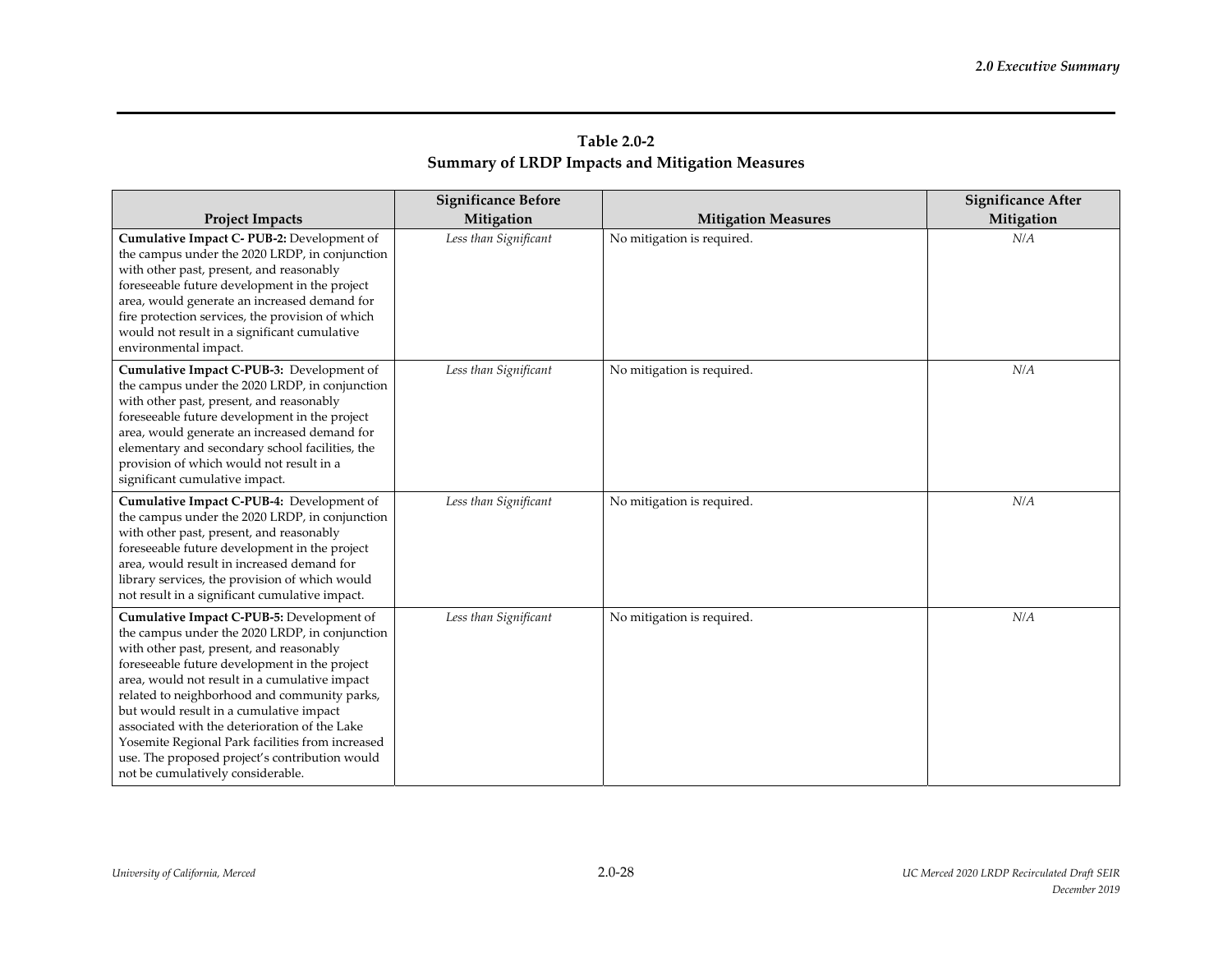**Table 2.0-2**
**Summary of LRDP Impacts and Mitigation Measures**

| Project Impacts | Significance Before Mitigation | Mitigation Measures | Significance After Mitigation |
|---|---|---|---|
| **Cumulative Impact C- PUB-2:** Development of the campus under the 2020 LRDP, in conjunction with other past, present, and reasonably foreseeable future development in the project area, would generate an increased demand for fire protection services, the provision of which would not result in a significant cumulative environmental impact. | *Less than Significant* | No mitigation is required. | *N/A* |
| **Cumulative Impact C-PUB-3:** Development of the campus under the 2020 LRDP, in conjunction with other past, present, and reasonably foreseeable future development in the project area, would generate an increased demand for elementary and secondary school facilities, the provision of which would not result in a significant cumulative impact. | *Less than Significant* | No mitigation is required. | *N/A* |
| **Cumulative Impact C-PUB-4:** Development of the campus under the 2020 LRDP, in conjunction with other past, present, and reasonably foreseeable future development in the project area, would result in increased demand for library services, the provision of which would not result in a significant cumulative impact. | *Less than Significant* | No mitigation is required. | *N/A* |
| **Cumulative Impact C-PUB-5:** Development of the campus under the 2020 LRDP, in conjunction with other past, present, and reasonably foreseeable future development in the project area, would not result in a cumulative impact related to neighborhood and community parks, but would result in a cumulative impact associated with the deterioration of the Lake Yosemite Regional Park facilities from increased use. The proposed project's contribution would not be cumulatively considerable. | *Less than Significant* | No mitigation is required. | *N/A* |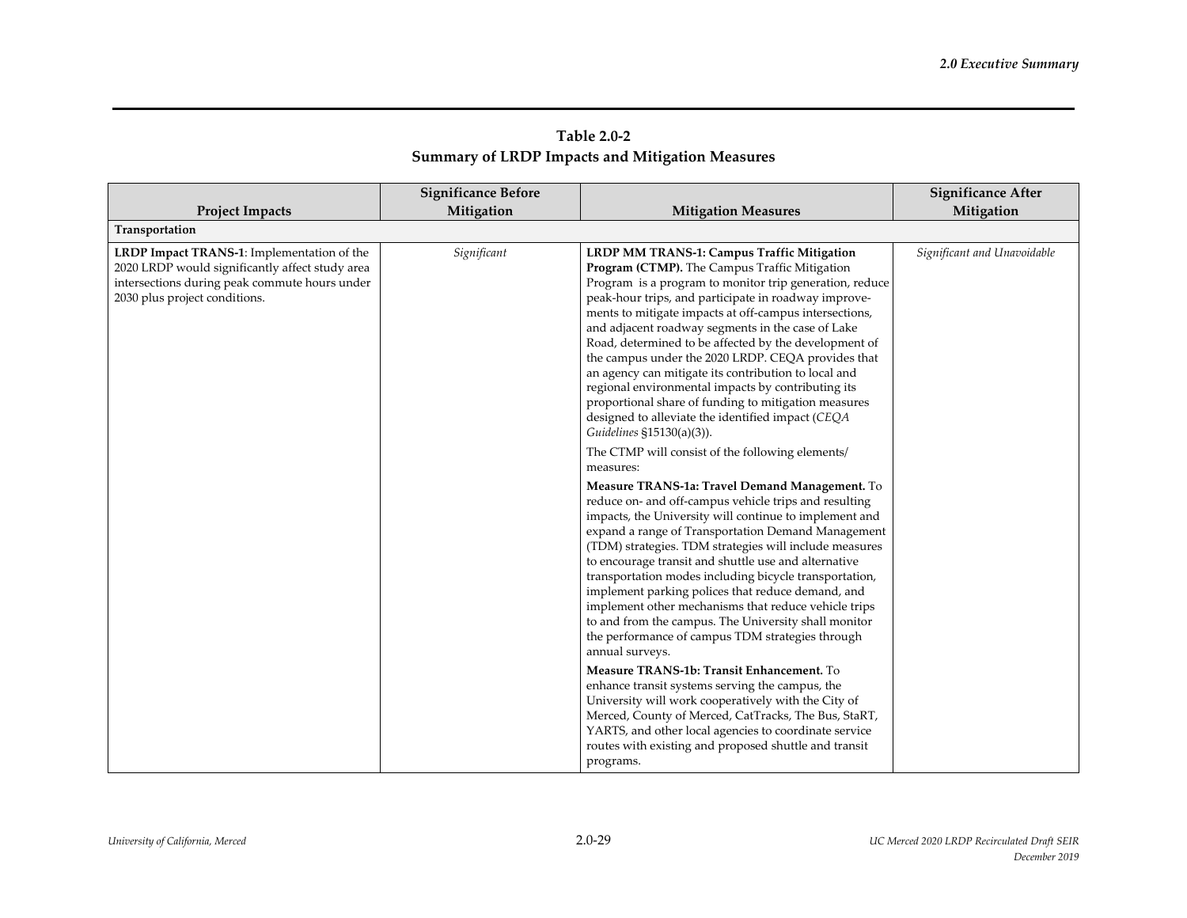**Table 2.0-2**
**Summary of LRDP Impacts and Mitigation Measures**

| Project Impacts | Significance Before Mitigation | Mitigation Measures | Significance After Mitigation |
|---|---|---|---|
| **Transportation** | | | |
| **LRDP Impact TRANS-1**: Implementation of the 2020 LRDP would significantly affect study area intersections during peak commute hours under 2030 plus project conditions. | *Significant* | **LRDP MM TRANS-1: Campus Traffic Mitigation Program (CTMP).** The Campus Traffic Mitigation Program is a program to monitor trip generation, reduce peak-hour trips, and participate in roadway improvements to mitigate impacts at off-campus intersections, and adjacent roadway segments in the case of Lake Road, determined to be affected by the development of the campus under the 2020 LRDP. CEQA provides that an agency can mitigate its contribution to local and regional environmental impacts by contributing its proportional share of funding to mitigation measures designed to alleviate the identified impact (*CEQA Guidelines* §15130(a)(3)).<br><br>The CTMP will consist of the following elements/ measures:<br><br>**Measure TRANS-1a: Travel Demand Management.** To reduce on- and off-campus vehicle trips and resulting impacts, the University will continue to implement and expand a range of Transportation Demand Management (TDM) strategies. TDM strategies will include measures to encourage transit and shuttle use and alternative transportation modes including bicycle transportation, implement parking polices that reduce demand, and implement other mechanisms that reduce vehicle trips to and from the campus. The University shall monitor the performance of campus TDM strategies through annual surveys.<br><br>**Measure TRANS-1b: Transit Enhancement.** To enhance transit systems serving the campus, the University will work cooperatively with the City of Merced, County of Merced, CatTracks, The Bus, StaRT, YARTS, and other local agencies to coordinate service routes with existing and proposed shuttle and transit programs. | *Significant and Unavoidable* |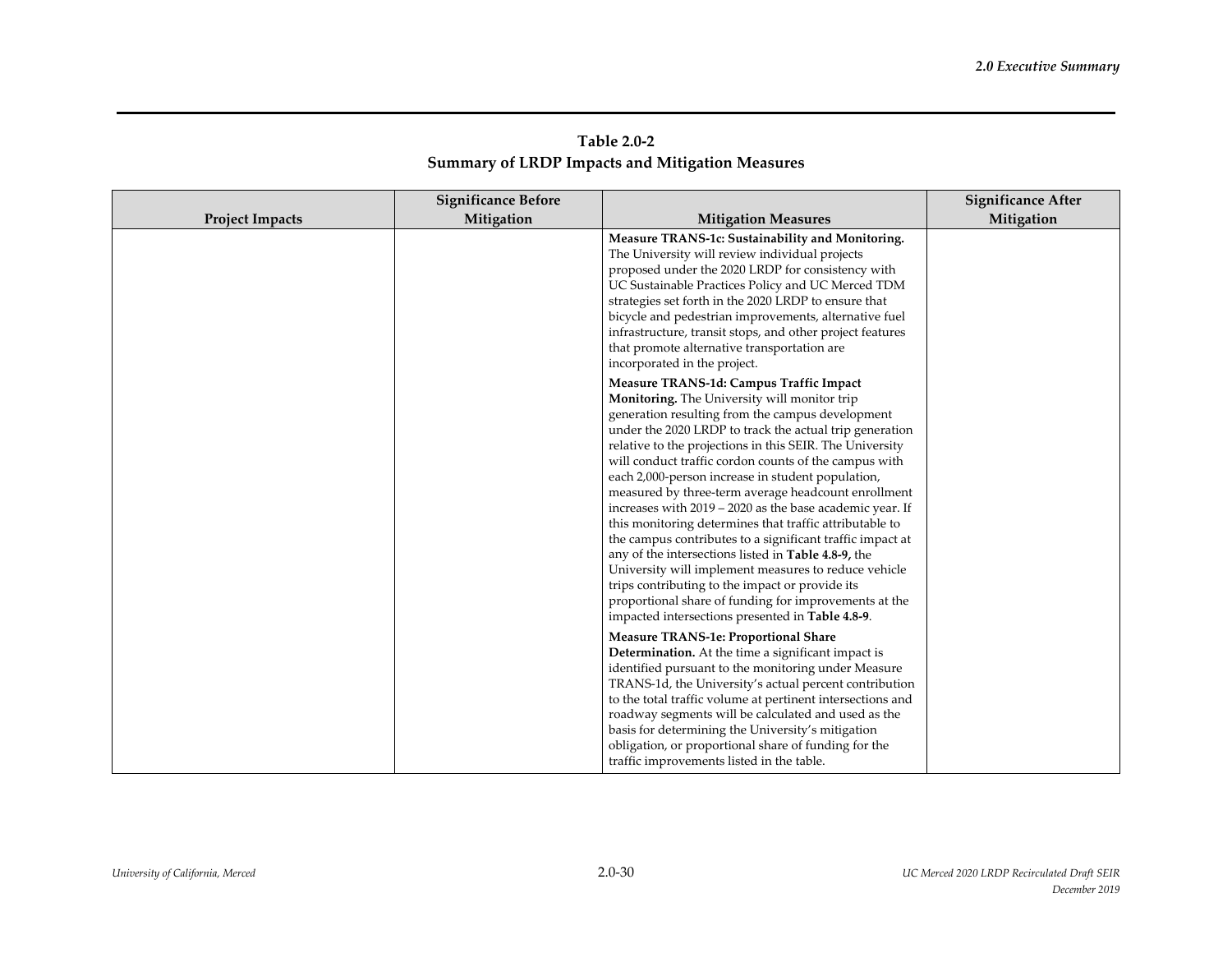**Table 2.0-2**
**Summary of LRDP Impacts and Mitigation Measures**

| Project Impacts | Significance Before Mitigation | Mitigation Measures | Significance After Mitigation |
|---|---|---|---|
| | | **Measure TRANS-1c: Sustainability and Monitoring.** The University will review individual projects proposed under the 2020 LRDP for consistency with UC Sustainable Practices Policy and UC Merced TDM strategies set forth in the 2020 LRDP to ensure that bicycle and pedestrian improvements, alternative fuel infrastructure, transit stops, and other project features that promote alternative transportation are incorporated in the project.<br><br>**Measure TRANS-1d: Campus Traffic Impact Monitoring.** The University will monitor trip generation resulting from the campus development under the 2020 LRDP to track the actual trip generation relative to the projections in this SEIR. The University will conduct traffic cordon counts of the campus with each 2,000-person increase in student population, measured by three-term average headcount enrollment increases with 2019 – 2020 as the base academic year. If this monitoring determines that traffic attributable to the campus contributes to a significant traffic impact at any of the intersections listed in **Table 4.8-9,** the University will implement measures to reduce vehicle trips contributing to the impact or provide its proportional share of funding for improvements at the impacted intersections presented in **Table 4.8-9**.<br><br>**Measure TRANS-1e: Proportional Share Determination.** At the time a significant impact is identified pursuant to the monitoring under Measure TRANS-1d, the University's actual percent contribution to the total traffic volume at pertinent intersections and roadway segments will be calculated and used as the basis for determining the University's mitigation obligation, or proportional share of funding for the traffic improvements listed in the table. | |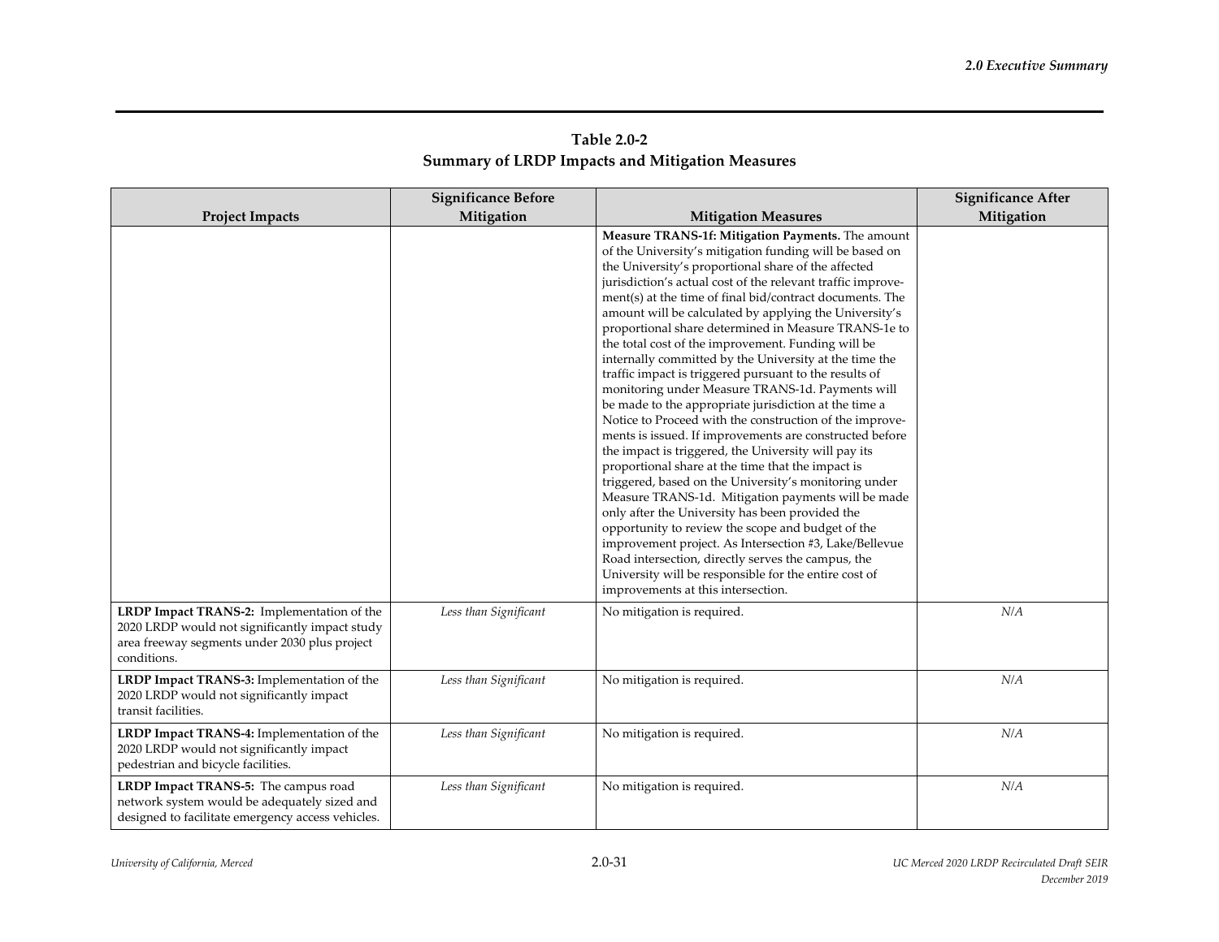**Table 2.0-2**
**Summary of LRDP Impacts and Mitigation Measures**

| Project Impacts | Significance Before Mitigation | Mitigation Measures | Significance After Mitigation |
|---|---|---|---|
| | | **Measure TRANS-1f: Mitigation Payments.** The amount of the University's mitigation funding will be based on the University's proportional share of the affected jurisdiction's actual cost of the relevant traffic improvement(s) at the time of final bid/contract documents. The amount will be calculated by applying the University's proportional share determined in Measure TRANS-1e to the total cost of the improvement. Funding will be internally committed by the University at the time the traffic impact is triggered pursuant to the results of monitoring under Measure TRANS-1d. Payments will be made to the appropriate jurisdiction at the time a Notice to Proceed with the construction of the improvements is issued. If improvements are constructed before the impact is triggered, the University will pay its proportional share at the time that the impact is triggered, based on the University's monitoring under Measure TRANS-1d. Mitigation payments will be made only after the University has been provided the opportunity to review the scope and budget of the improvement project. As Intersection #3, Lake/Bellevue Road intersection, directly serves the campus, the University will be responsible for the entire cost of improvements at this intersection. | |
| **LRDP Impact TRANS-2:** Implementation of the 2020 LRDP would not significantly impact study area freeway segments under 2030 plus project conditions. | *Less than Significant* | No mitigation is required. | *N/A* |
| **LRDP Impact TRANS-3:** Implementation of the 2020 LRDP would not significantly impact transit facilities. | *Less than Significant* | No mitigation is required. | *N/A* |
| **LRDP Impact TRANS-4:** Implementation of the 2020 LRDP would not significantly impact pedestrian and bicycle facilities. | *Less than Significant* | No mitigation is required. | *N/A* |
| **LRDP Impact TRANS-5:** The campus road network system would be adequately sized and designed to facilitate emergency access vehicles. | *Less than Significant* | No mitigation is required. | *N/A* |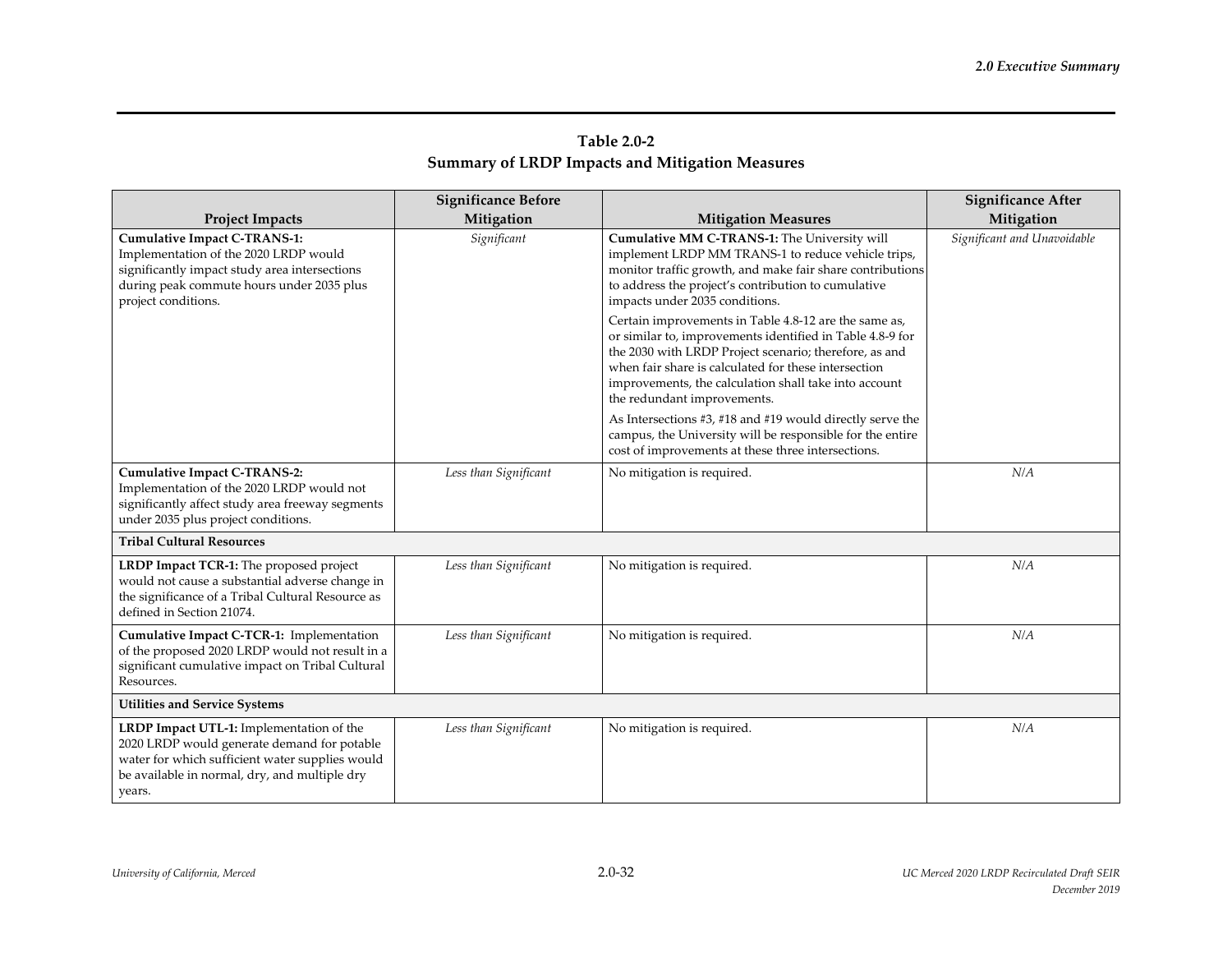**Table 2.0-2**
**Summary of LRDP Impacts and Mitigation Measures**

| Project Impacts | Significance Before Mitigation | Mitigation Measures | Significance After Mitigation |
|---|---|---|---|
| **Cumulative Impact C-TRANS-1:** Implementation of the 2020 LRDP would significantly impact study area intersections during peak commute hours under 2035 plus project conditions. | *Significant* | **Cumulative MM C-TRANS-1:** The University will implement LRDP MM TRANS-1 to reduce vehicle trips, monitor traffic growth, and make fair share contributions to address the project's contribution to cumulative impacts under 2035 conditions.<br><br>Certain improvements in Table 4.8-12 are the same as, or similar to, improvements identified in Table 4.8-9 for the 2030 with LRDP Project scenario; therefore, as and when fair share is calculated for these intersection improvements, the calculation shall take into account the redundant improvements.<br><br>As Intersections #3, #18 and #19 would directly serve the campus, the University will be responsible for the entire cost of improvements at these three intersections. | *Significant and Unavoidable* |
| **Cumulative Impact C-TRANS-2:** Implementation of the 2020 LRDP would not significantly affect study area freeway segments under 2035 plus project conditions. | *Less than Significant* | No mitigation is required. | *N/A* |
| **Tribal Cultural Resources** | | | |
| **LRDP Impact TCR-1:** The proposed project would not cause a substantial adverse change in the significance of a Tribal Cultural Resource as defined in Section 21074. | *Less than Significant* | No mitigation is required. | *N/A* |
| **Cumulative Impact C-TCR-1:** Implementation of the proposed 2020 LRDP would not result in a significant cumulative impact on Tribal Cultural Resources. | *Less than Significant* | No mitigation is required. | *N/A* |
| **Utilities and Service Systems** | | | |
| **LRDP Impact UTL-1:** Implementation of the 2020 LRDP would generate demand for potable water for which sufficient water supplies would be available in normal, dry, and multiple dry years. | *Less than Significant* | No mitigation is required. | *N/A* |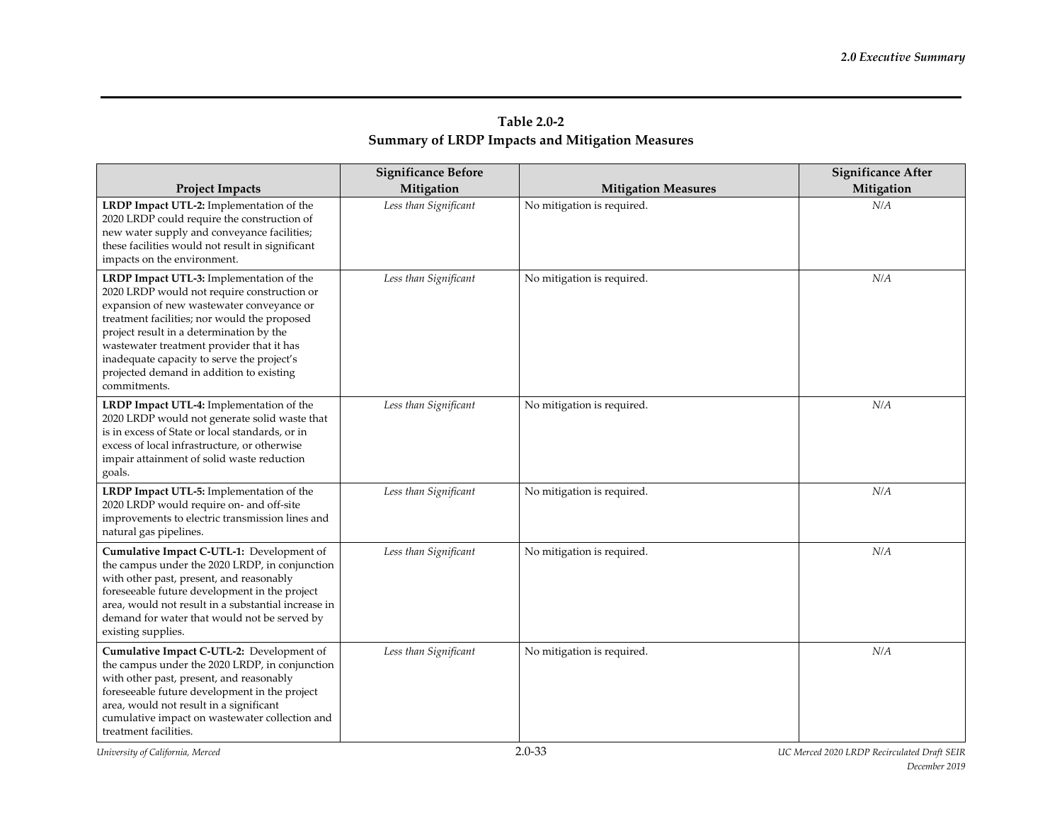**Table 2.0-2**
**Summary of LRDP Impacts and Mitigation Measures**

| Project Impacts | Significance Before Mitigation | Mitigation Measures | Significance After Mitigation |
|---|---|---|---|
| **LRDP Impact UTL-2:** Implementation of the 2020 LRDP could require the construction of new water supply and conveyance facilities; these facilities would not result in significant impacts on the environment. | *Less than Significant* | No mitigation is required. | *N/A* |
| **LRDP Impact UTL-3:** Implementation of the 2020 LRDP would not require construction or expansion of new wastewater conveyance or treatment facilities; nor would the proposed project result in a determination by the wastewater treatment provider that it has inadequate capacity to serve the project's projected demand in addition to existing commitments. | *Less than Significant* | No mitigation is required. | *N/A* |
| **LRDP Impact UTL-4:** Implementation of the 2020 LRDP would not generate solid waste that is in excess of State or local standards, or in excess of local infrastructure, or otherwise impair attainment of solid waste reduction goals. | *Less than Significant* | No mitigation is required. | *N/A* |
| **LRDP Impact UTL-5:** Implementation of the 2020 LRDP would require on- and off-site improvements to electric transmission lines and natural gas pipelines. | *Less than Significant* | No mitigation is required. | *N/A* |
| **Cumulative Impact C-UTL-1:** Development of the campus under the 2020 LRDP, in conjunction with other past, present, and reasonably foreseeable future development in the project area, would not result in a substantial increase in demand for water that would not be served by existing supplies. | *Less than Significant* | No mitigation is required. | *N/A* |
| **Cumulative Impact C-UTL-2:** Development of the campus under the 2020 LRDP, in conjunction with other past, present, and reasonably foreseeable future development in the project area, would not result in a significant cumulative impact on wastewater collection and treatment facilities. | *Less than Significant* | No mitigation is required. | *N/A* |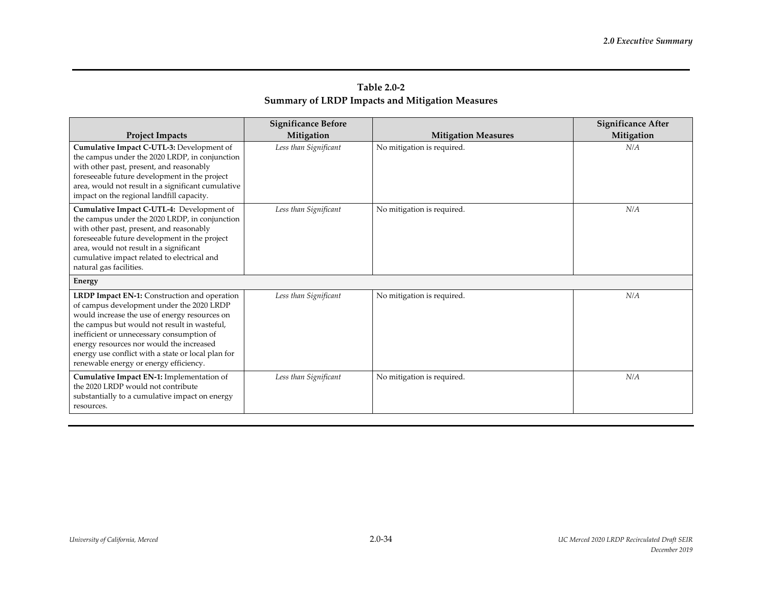**Table 2.0-2**
**Summary of LRDP Impacts and Mitigation Measures**

| Project Impacts | Significance Before Mitigation | Mitigation Measures | Significance After Mitigation |
|---|---|---|---|
| **Cumulative Impact C-UTL-3:** Development of the campus under the 2020 LRDP, in conjunction with other past, present, and reasonably foreseeable future development in the project area, would not result in a significant cumulative impact on the regional landfill capacity. | *Less than Significant* | No mitigation is required. | *N/A* |
| **Cumulative Impact C-UTL-4:** Development of the campus under the 2020 LRDP, in conjunction with other past, present, and reasonably foreseeable future development in the project area, would not result in a significant cumulative impact related to electrical and natural gas facilities. | *Less than Significant* | No mitigation is required. | *N/A* |
| **Energy** | | | |
| **LRDP Impact EN-1:** Construction and operation of campus development under the 2020 LRDP would increase the use of energy resources on the campus but would not result in wasteful, inefficient or unnecessary consumption of energy resources nor would the increased energy use conflict with a state or local plan for renewable energy or energy efficiency. | *Less than Significant* | No mitigation is required. | *N/A* |
| **Cumulative Impact EN-1:** Implementation of the 2020 LRDP would not contribute substantially to a cumulative impact on energy resources. | *Less than Significant* | No mitigation is required. | *N/A* |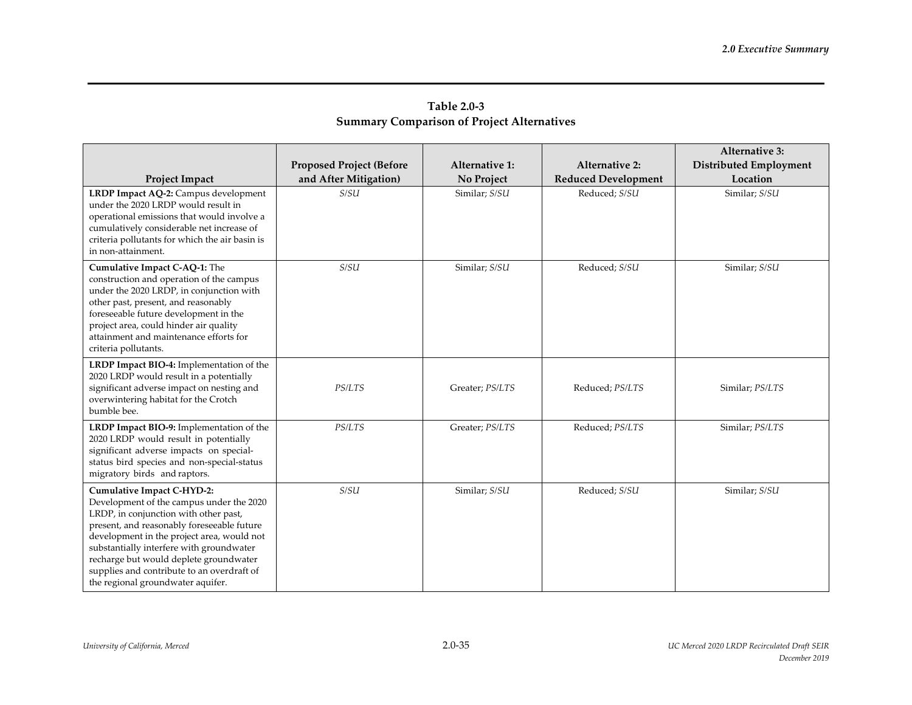**Table 2.0-3**
**Summary Comparison of Project Alternatives**

| Project Impact | Proposed Project (Before and After Mitigation) | Alternative 1: No Project | Alternative 2: Reduced Development | Alternative 3: Distributed Employment Location |
|---|---|---|---|---|
| **LRDP Impact AQ-2:** Campus development under the 2020 LRDP would result in operational emissions that would involve a cumulatively considerable net increase of criteria pollutants for which the air basin is in non-attainment. | *S/SU* | Similar; *S/SU* | Reduced; *S/SU* | Similar; *S/SU* |
| **Cumulative Impact C-AQ-1:** The construction and operation of the campus under the 2020 LRDP, in conjunction with other past, present, and reasonably foreseeable future development in the project area, could hinder air quality attainment and maintenance efforts for criteria pollutants. | *S/SU* | Similar; *S/SU* | Reduced; *S/SU* | Similar; *S/SU* |
| **LRDP Impact BIO-4:** Implementation of the 2020 LRDP would result in a potentially significant adverse impact on nesting and overwintering habitat for the Crotch bumble bee. | *PS/LTS* | Greater; *PS/LTS* | Reduced; *PS/LTS* | Similar; *PS/LTS* |
| **LRDP Impact BIO-9:** Implementation of the 2020 LRDP would result in potentially significant adverse impacts on special-status bird species and non-special-status migratory birds and raptors. | *PS/LTS* | Greater; *PS/LTS* | Reduced; *PS/LTS* | Similar; *PS/LTS* |
| **Cumulative Impact C-HYD-2:** Development of the campus under the 2020 LRDP, in conjunction with other past, present, and reasonably foreseeable future development in the project area, would not substantially interfere with groundwater recharge but would deplete groundwater supplies and contribute to an overdraft of the regional groundwater aquifer. | *S/SU* | Similar; *S/SU* | Reduced; *S/SU* | Similar; *S/SU* |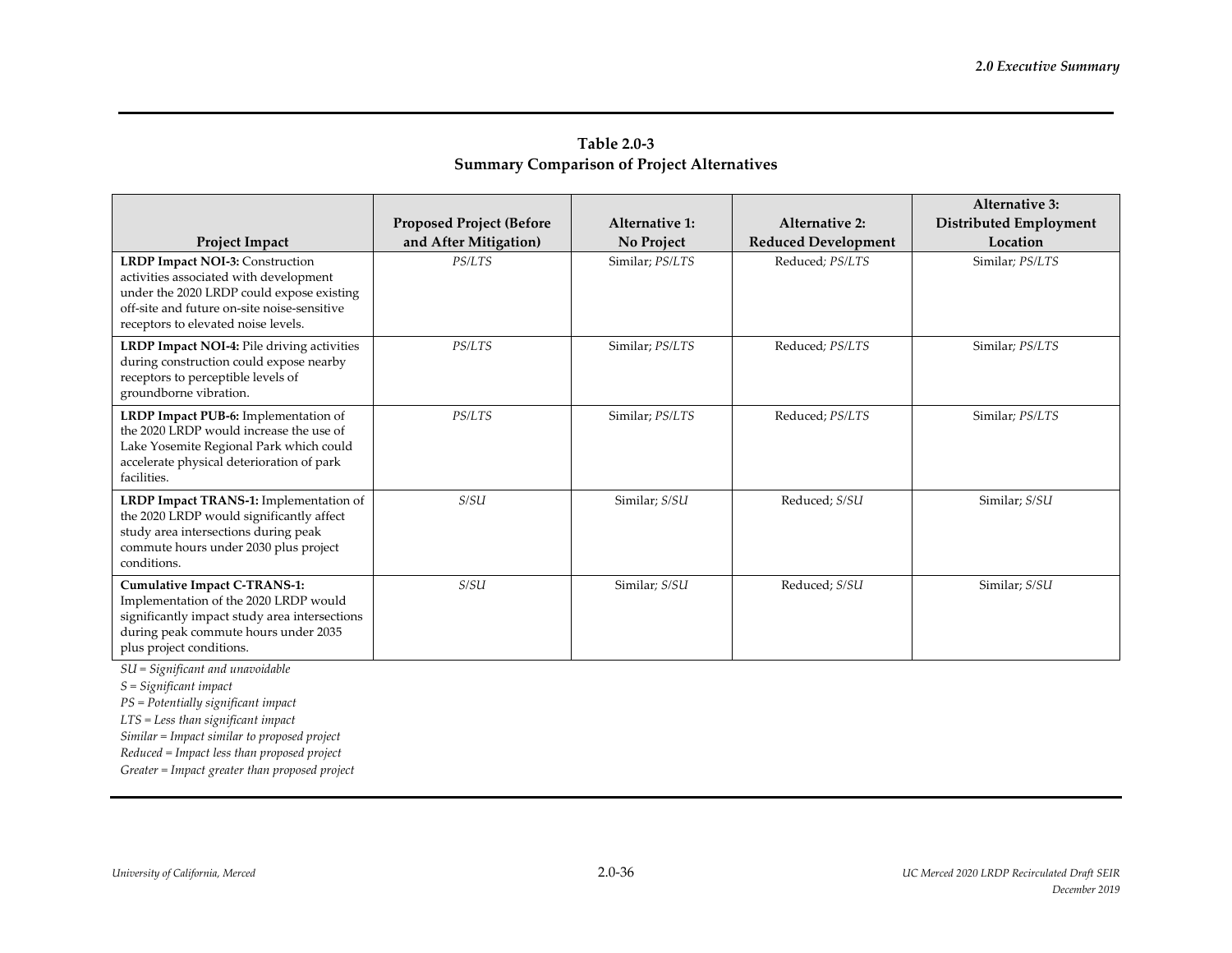**Table 2.0-3**
**Summary Comparison of Project Alternatives**

| Project Impact | Proposed Project (Before and After Mitigation) | Alternative 1: No Project | Alternative 2: Reduced Development | Alternative 3: Distributed Employment Location |
|---|---|---|---|---|
| **LRDP Impact NOI-3:** Construction activities associated with development under the 2020 LRDP could expose existing off-site and future on-site noise-sensitive receptors to elevated noise levels. | *PS/LTS* | Similar; *PS/LTS* | Reduced; *PS/LTS* | Similar; *PS/LTS* |
| **LRDP Impact NOI-4:** Pile driving activities during construction could expose nearby receptors to perceptible levels of groundborne vibration. | *PS/LTS* | Similar; *PS/LTS* | Reduced; *PS/LTS* | Similar; *PS/LTS* |
| **LRDP Impact PUB-6:** Implementation of the 2020 LRDP would increase the use of Lake Yosemite Regional Park which could accelerate physical deterioration of park facilities. | *PS/LTS* | Similar; *PS/LTS* | Reduced; *PS/LTS* | Similar; *PS/LTS* |
| **LRDP Impact TRANS-1:** Implementation of the 2020 LRDP would significantly affect study area intersections during peak commute hours under 2030 plus project conditions. | *S/SU* | Similar; *S/SU* | Reduced; *S/SU* | Similar; *S/SU* |
| **Cumulative Impact C-TRANS-1:** Implementation of the 2020 LRDP would significantly impact study area intersections during peak commute hours under 2035 plus project conditions. | *S/SU* | Similar; *S/SU* | Reduced; *S/SU* | Similar; *S/SU* |

*SU = Significant and unavoidable*
*S = Significant impact*
*PS = Potentially significant impact*
*LTS = Less than significant impact*
*Similar = Impact similar to proposed project*
*Reduced = Impact less than proposed project*
*Greater = Impact greater than proposed project*